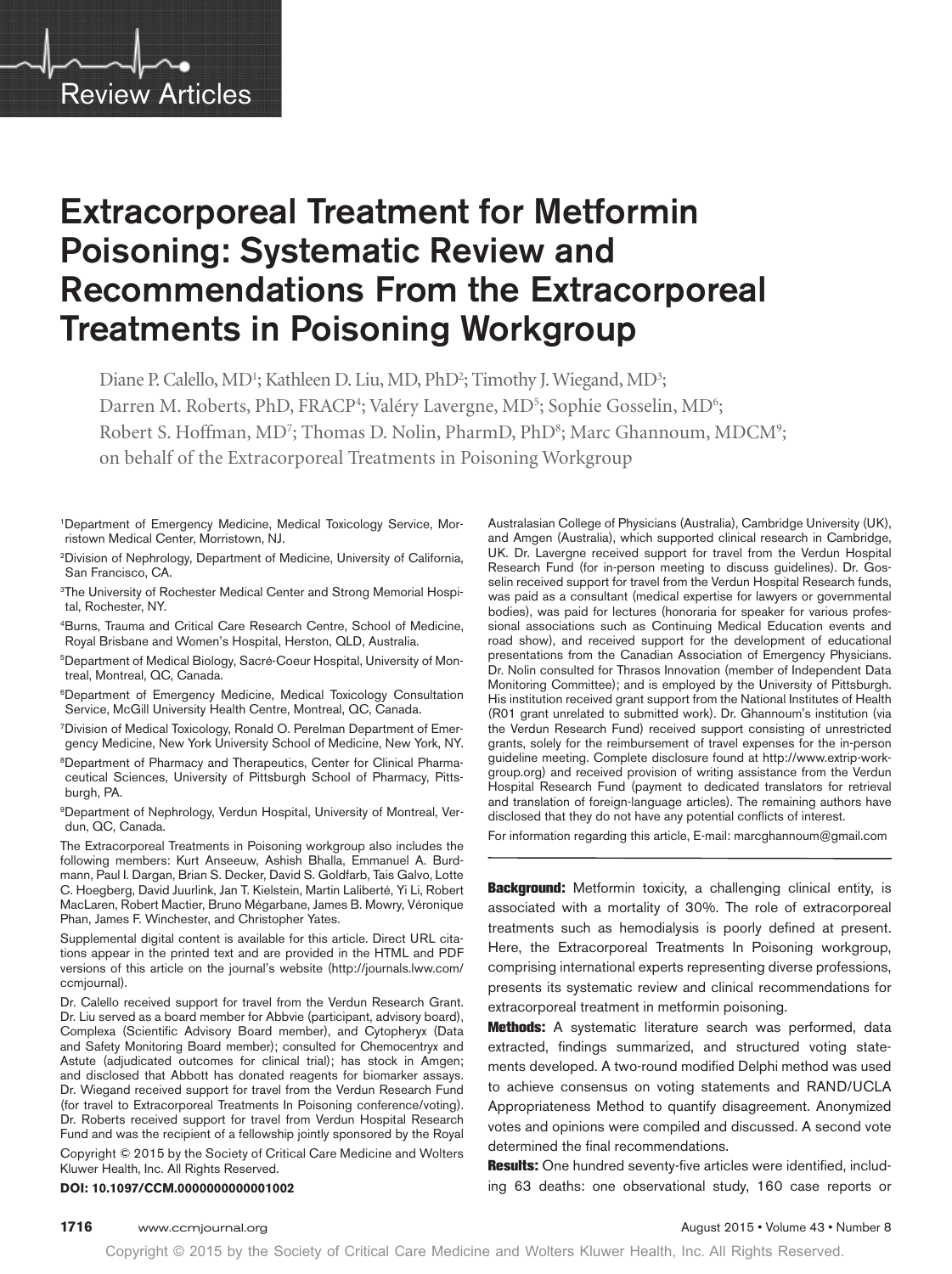Review Articles

# Extracorporeal Treatment for Metformin Poisoning: Systematic Review and Recommendations From the Extracorporeal Treatments in Poisoning Workgroup

Diane P. Calello, MD[1]; Kathleen D. Liu, MD, PhD[2]; Timothy J. Wiegand, MD[3]; Darren M. Roberts, PhD, FRACP[4]; Valéry Lavergne, MD[5]; Sophie Gosselin, MD[6]; Robert S. Hoffman, MD[7]; Thomas D. Nolin, PharmD, PhD[8]; Marc Ghannoum, MDCM[9]; on behalf of the Extracorporeal Treatments in Poisoning Workgroup

[1]Department of Emergency Medicine, Medical Toxicology Service, Morristown Medical Center, Morristown, NJ.

[2]Division of Nephrology, Department of Medicine, University of California, San Francisco, CA.

[3]The University of Rochester Medical Center and Strong Memorial Hospital, Rochester, NY.

[4]Burns, Trauma and Critical Care Research Centre, School of Medicine, Royal Brisbane and Women's Hospital, Herston, QLD, Australia.

[5]Department of Medical Biology, Sacré-Coeur Hospital, University of Montreal, Montreal, QC, Canada.

[6]Department of Emergency Medicine, Medical Toxicology Consultation Service, McGill University Health Centre, Montreal, QC, Canada.

[7]Division of Medical Toxicology, Ronald O. Perelman Department of Emergency Medicine, New York University School of Medicine, New York, NY.

[8]Department of Pharmacy and Therapeutics, Center for Clinical Pharmaceutical Sciences, University of Pittsburgh School of Pharmacy, Pittsburgh, PA.

[9]Department of Nephrology, Verdun Hospital, University of Montreal, Verdun, QC, Canada.

The Extracorporeal Treatments in Poisoning workgroup also includes the following members: Kurt Anseeuw, Ashish Bhalla, Emmanuel A. Burdmann, Paul I. Dargan, Brian S. Decker, David S. Goldfarb, Tais Galvo, Lotte C. Hoegberg, David Juurlink, Jan T. Kielstein, Martin Laliberté, Yi Li, Robert MacLaren, Robert Mactier, Bruno Mégarbane, James B. Mowry, Véronique Phan, James F. Winchester, and Christopher Yates.

Supplemental digital content is available for this article. Direct URL citations appear in the printed text and are provided in the HTML and PDF versions of this article on the journal's website (http://journals.lww.com/ccmjournal).

Dr. Calello received support for travel from the Verdun Research Grant. Dr. Liu served as a board member for Abbvie (participant, advisory board), Complexa (Scientific Advisory Board member), and Cytopheryx (Data and Safety Monitoring Board member); consulted for Chemocentryx and Astute (adjudicated outcomes for clinical trial); has stock in Amgen; and disclosed that Abbott has donated reagents for biomarker assays. Dr. Wiegand received support for travel from the Verdun Research Fund (for travel to Extracorporeal Treatments In Poisoning conference/voting). Dr. Roberts received support for travel from Verdun Hospital Research Fund and was the recipient of a fellowship jointly sponsored by the Royal Australasian College of Physicians (Australia), Cambridge University (UK), and Amgen (Australia), which supported clinical research in Cambridge, UK. Dr. Lavergne received support for travel from the Verdun Hospital Research Fund (for in-person meeting to discuss guidelines). Dr. Gosselin received support for travel from the Verdun Hospital Research funds, was paid as a consultant (medical expertise for lawyers or governmental bodies), was paid for lectures (honoraria for speaker for various professional associations such as Continuing Medical Education events and road show), and received support for the development of educational presentations from the Canadian Association of Emergency Physicians. Dr. Nolin consulted for Thrasos Innovation (member of Independent Data Monitoring Committee); and is employed by the University of Pittsburgh. His institution received grant support from the National Institutes of Health (R01 grant unrelated to submitted work). Dr. Ghannoum's institution (via the Verdun Research Fund) received support consisting of unrestricted grants, solely for the reimbursement of travel expenses for the in-person guideline meeting. Complete disclosure found at http://www.extrip-workgroup.org) and received provision of writing assistance from the Verdun Hospital Research Fund (payment to dedicated translators for retrieval and translation of foreign-language articles). The remaining authors have disclosed that they do not have any potential conflicts of interest.

For information regarding this article, E-mail: marcghannoum@gmail.com

Copyright © 2015 by the Society of Critical Care Medicine and Wolters Kluwer Health, Inc. All Rights Reserved.

**DOI: 10.1097/CCM.0000000000001002**

**Background:** Metformin toxicity, a challenging clinical entity, is associated with a mortality of 30%. The role of extracorporeal treatments such as hemodialysis is poorly defined at present. Here, the Extracorporeal Treatments In Poisoning workgroup, comprising international experts representing diverse professions, presents its systematic review and clinical recommendations for extracorporeal treatment in metformin poisoning.

**Methods:** A systematic literature search was performed, data extracted, findings summarized, and structured voting statements developed. A two-round modified Delphi method was used to achieve consensus on voting statements and RAND/UCLA Appropriateness Method to quantify disagreement. Anonymized votes and opinions were compiled and discussed. A second vote determined the final recommendations.

**Results:** One hundred seventy-five articles were identified, including 63 deaths: one observational study, 160 case reports or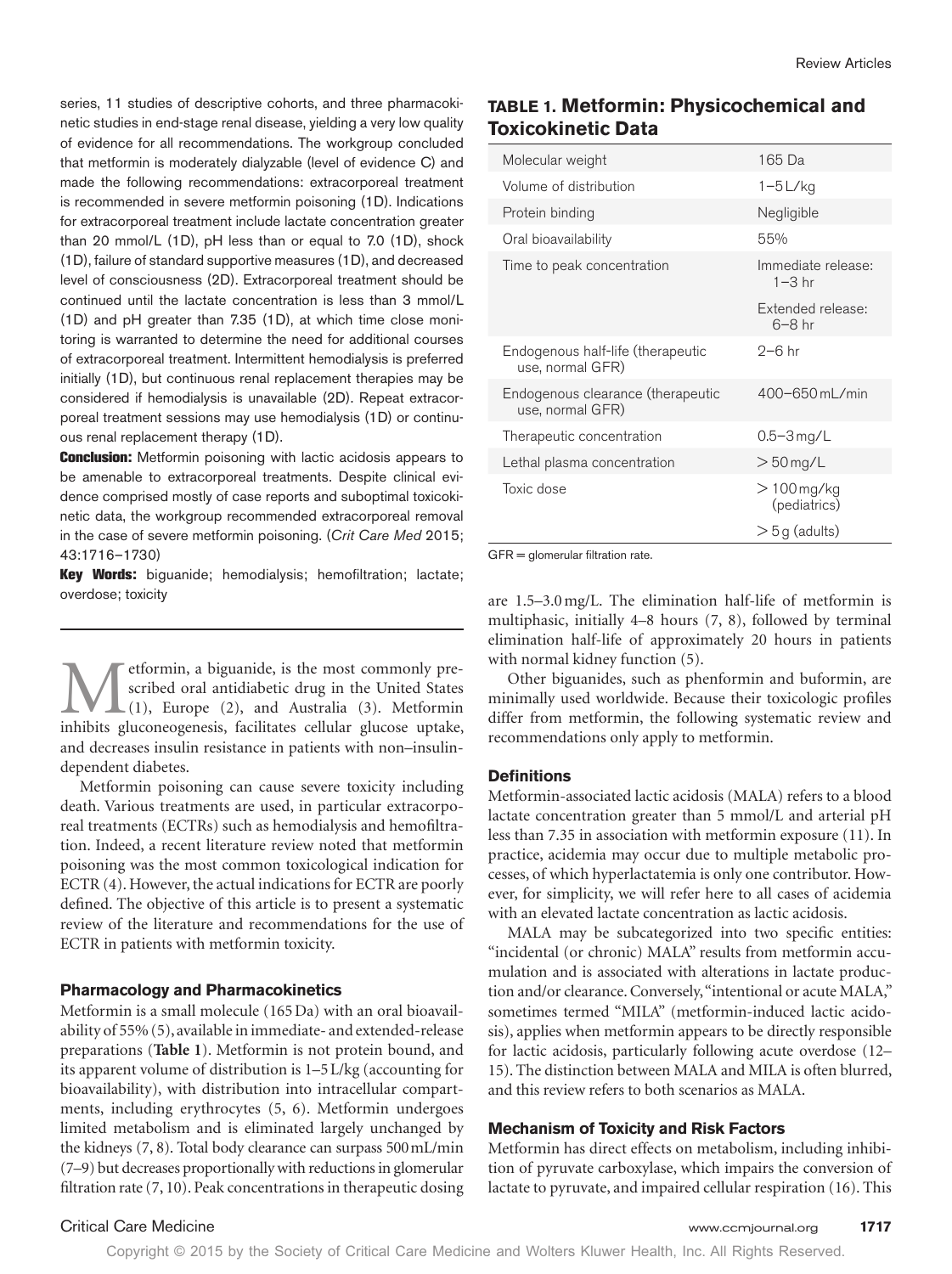series, 11 studies of descriptive cohorts, and three pharmacokinetic studies in end-stage renal disease, yielding a very low quality of evidence for all recommendations. The workgroup concluded that metformin is moderately dialyzable (level of evidence C) and made the following recommendations: extracorporeal treatment is recommended in severe metformin poisoning (1D). Indications for extracorporeal treatment include lactate concentration greater than 20 mmol/L (1D), pH less than or equal to 7.0 (1D), shock (1D), failure of standard supportive measures (1D), and decreased level of consciousness (2D). Extracorporeal treatment should be continued until the lactate concentration is less than 3 mmol/L (1D) and pH greater than 7.35 (1D), at which time close monitoring is warranted to determine the need for additional courses of extracorporeal treatment. Intermittent hemodialysis is preferred initially (1D), but continuous renal replacement therapies may be considered if hemodialysis is unavailable (2D). Repeat extracorporeal treatment sessions may use hemodialysis (1D) or continuous renal replacement therapy (1D).

**Conclusion:** Metformin poisoning with lactic acidosis appears to be amenable to extracorporeal treatments. Despite clinical evidence comprised mostly of case reports and suboptimal toxicokinetic data, the workgroup recommended extracorporeal removal in the case of severe metformin poisoning. (*Crit Care Med* 2015; 43:1716–1730)

**Key Words:** biguanide; hemodialysis; hemofiltration; lactate; overdose; toxicity

Metformin, a biguanide, is the most commonly prescribed oral antidiabetic drug in the United States (1), Europe (2), and Australia (3). Metformin inhibits gluconeogenesis, facilitates cellular glucose uptake, and decreases insulin resistance in patients with non–insulin-dependent diabetes.

Metformin poisoning can cause severe toxicity including death. Various treatments are used, in particular extracorporeal treatments (ECTRs) such as hemodialysis and hemofiltration. Indeed, a recent literature review noted that metformin poisoning was the most common toxicological indication for ECTR (4). However, the actual indications for ECTR are poorly defined. The objective of this article is to present a systematic review of the literature and recommendations for the use of ECTR in patients with metformin toxicity.

### Pharmacology and Pharmacokinetics

Metformin is a small molecule (165 Da) with an oral bioavailability of 55% (5), available in immediate- and extended-release preparations (**Table 1**). Metformin is not protein bound, and its apparent volume of distribution is 1–5 L/kg (accounting for bioavailability), with distribution into intracellular compartments, including erythrocytes (5, 6). Metformin undergoes limited metabolism and is eliminated largely unchanged by the kidneys (7, 8). Total body clearance can surpass 500 mL/min (7–9) but decreases proportionally with reductions in glomerular filtration rate (7, 10). Peak concentrations in therapeutic dosing are 1.5–3.0 mg/L. The elimination half-life of metformin is multiphasic, initially 4–8 hours (7, 8), followed by terminal elimination half-life of approximately 20 hours in patients with normal kidney function (5).

**TABLE 1. Metformin: Physicochemical and Toxicokinetic Data**

| | |
|---|---|
| Molecular weight | 165 Da |
| Volume of distribution | 1–5 L/kg |
| Protein binding | Negligible |
| Oral bioavailability | 55% |
| Time to peak concentration | Immediate release: 1–3 hr |
| | Extended release: 6–8 hr |
| Endogenous half-life (therapeutic use, normal GFR) | 2–6 hr |
| Endogenous clearance (therapeutic use, normal GFR) | 400–650 mL/min |
| Therapeutic concentration | 0.5–3 mg/L |
| Lethal plasma concentration | > 50 mg/L |
| Toxic dose | > 100 mg/kg (pediatrics) |
| | > 5 g (adults) |

GFR = glomerular filtration rate.

Other biguanides, such as phenformin and buformin, are minimally used worldwide. Because their toxicologic profiles differ from metformin, the following systematic review and recommendations only apply to metformin.

### Definitions

Metformin-associated lactic acidosis (MALA) refers to a blood lactate concentration greater than 5 mmol/L and arterial pH less than 7.35 in association with metformin exposure (11). In practice, acidemia may occur due to multiple metabolic processes, of which hyperlactatemia is only one contributor. However, for simplicity, we will refer here to all cases of acidemia with an elevated lactate concentration as lactic acidosis.

MALA may be subcategorized into two specific entities: "incidental (or chronic) MALA" results from metformin accumulation and is associated with alterations in lactate production and/or clearance. Conversely, "intentional or acute MALA," sometimes termed "MILA" (metformin-induced lactic acidosis), applies when metformin appears to be directly responsible for lactic acidosis, particularly following acute overdose (12–15). The distinction between MALA and MILA is often blurred, and this review refers to both scenarios as MALA.

### Mechanism of Toxicity and Risk Factors

Metformin has direct effects on metabolism, including inhibition of pyruvate carboxylase, which impairs the conversion of lactate to pyruvate, and impaired cellular respiration (16). This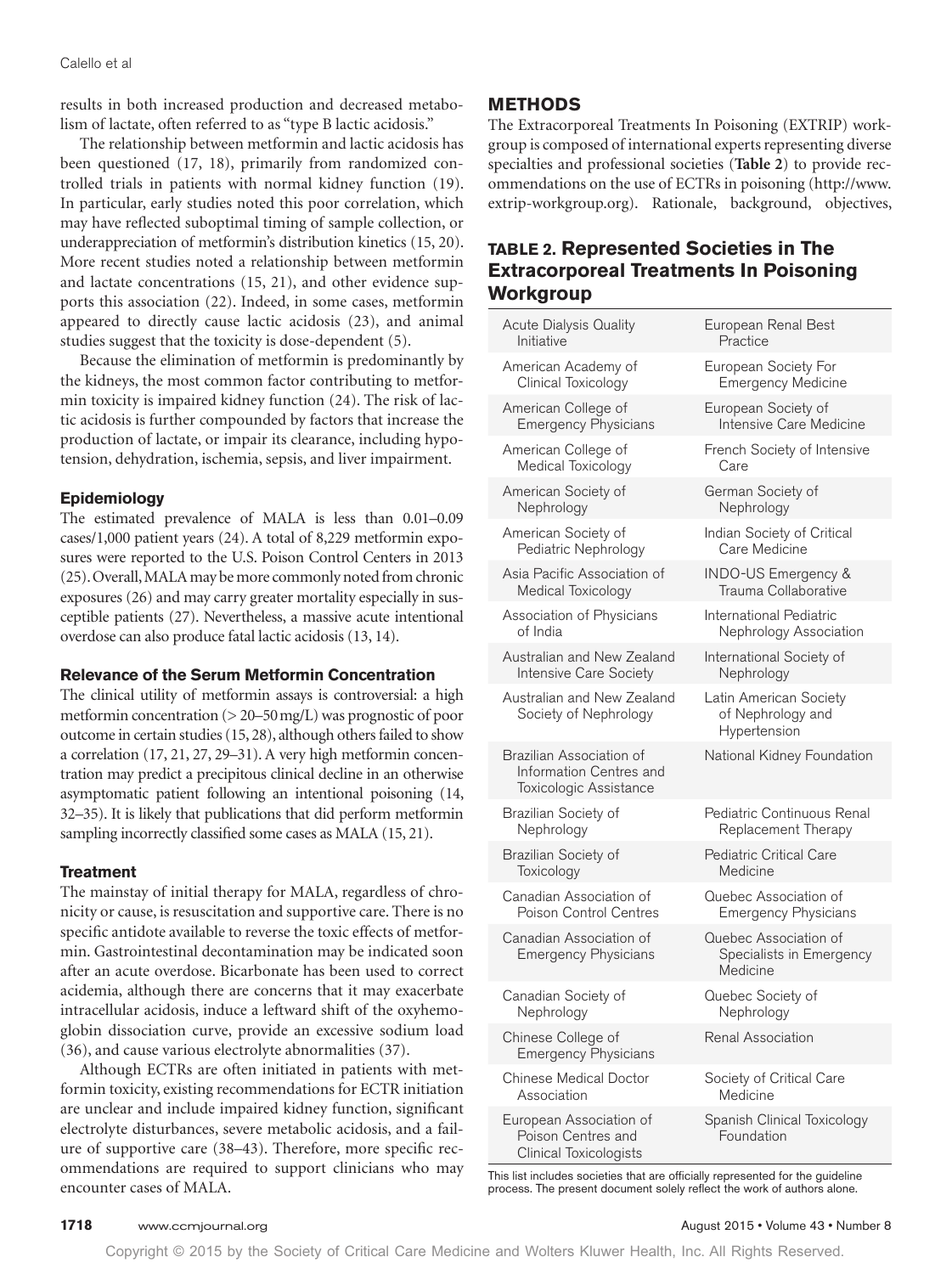results in both increased production and decreased metabolism of lactate, often referred to as "type B lactic acidosis."

The relationship between metformin and lactic acidosis has been questioned (17, 18), primarily from randomized controlled trials in patients with normal kidney function (19). In particular, early studies noted this poor correlation, which may have reflected suboptimal timing of sample collection, or underappreciation of metformin's distribution kinetics (15, 20). More recent studies noted a relationship between metformin and lactate concentrations (15, 21), and other evidence supports this association (22). Indeed, in some cases, metformin appeared to directly cause lactic acidosis (23), and animal studies suggest that the toxicity is dose-dependent (5).

Because the elimination of metformin is predominantly by the kidneys, the most common factor contributing to metformin toxicity is impaired kidney function (24). The risk of lactic acidosis is further compounded by factors that increase the production of lactate, or impair its clearance, including hypotension, dehydration, ischemia, sepsis, and liver impairment.

### Epidemiology

The estimated prevalence of MALA is less than 0.01–0.09 cases/1,000 patient years (24). A total of 8,229 metformin exposures were reported to the U.S. Poison Control Centers in 2013 (25). Overall, MALA may be more commonly noted from chronic exposures (26) and may carry greater mortality especially in susceptible patients (27). Nevertheless, a massive acute intentional overdose can also produce fatal lactic acidosis (13, 14).

### Relevance of the Serum Metformin Concentration

The clinical utility of metformin assays is controversial: a high metformin concentration (> 20–50 mg/L) was prognostic of poor outcome in certain studies (15, 28), although others failed to show a correlation (17, 21, 27, 29–31). A very high metformin concentration may predict a precipitous clinical decline in an otherwise asymptomatic patient following an intentional poisoning (14, 32–35). It is likely that publications that did perform metformin sampling incorrectly classified some cases as MALA (15, 21).

### Treatment

The mainstay of initial therapy for MALA, regardless of chronicity or cause, is resuscitation and supportive care. There is no specific antidote available to reverse the toxic effects of metformin. Gastrointestinal decontamination may be indicated soon after an acute overdose. Bicarbonate has been used to correct acidemia, although there are concerns that it may exacerbate intracellular acidosis, induce a leftward shift of the oxyhemoglobin dissociation curve, provide an excessive sodium load (36), and cause various electrolyte abnormalities (37).

Although ECTRs are often initiated in patients with metformin toxicity, existing recommendations for ECTR initiation are unclear and include impaired kidney function, significant electrolyte disturbances, severe metabolic acidosis, and a failure of supportive care (38–43). Therefore, more specific recommendations are required to support clinicians who may encounter cases of MALA.

## METHODS

The Extracorporeal Treatments In Poisoning (EXTRIP) workgroup is composed of international experts representing diverse specialties and professional societies (**Table 2**) to provide recommendations on the use of ECTRs in poisoning (http://www.extrip-workgroup.org). Rationale, background, objectives,

**TABLE 2. Represented Societies in The Extracorporeal Treatments In Poisoning Workgroup**

| | |
|---|---|
| Acute Dialysis Quality Initiative | European Renal Best Practice |
| American Academy of Clinical Toxicology | European Society For Emergency Medicine |
| American College of Emergency Physicians | European Society of Intensive Care Medicine |
| American College of Medical Toxicology | French Society of Intensive Care |
| American Society of Nephrology | German Society of Nephrology |
| American Society of Pediatric Nephrology | Indian Society of Critical Care Medicine |
| Asia Pacific Association of Medical Toxicology | INDO-US Emergency & Trauma Collaborative |
| Association of Physicians of India | International Pediatric Nephrology Association |
| Australian and New Zealand Intensive Care Society | International Society of Nephrology |
| Australian and New Zealand Society of Nephrology | Latin American Society of Nephrology and Hypertension |
| Brazilian Association of Information Centres and Toxicologic Assistance | National Kidney Foundation |
| Brazilian Society of Nephrology | Pediatric Continuous Renal Replacement Therapy |
| Brazilian Society of Toxicology | Pediatric Critical Care Medicine |
| Canadian Association of Poison Control Centres | Quebec Association of Emergency Physicians |
| Canadian Association of Emergency Physicians | Quebec Association of Specialists in Emergency Medicine |
| Canadian Society of Nephrology | Quebec Society of Nephrology |
| Chinese College of Emergency Physicians | Renal Association |
| Chinese Medical Doctor Association | Society of Critical Care Medicine |
| European Association of Poison Centres and Clinical Toxicologists | Spanish Clinical Toxicology Foundation |

This list includes societies that are officially represented for the guideline process. The present document solely reflect the work of authors alone.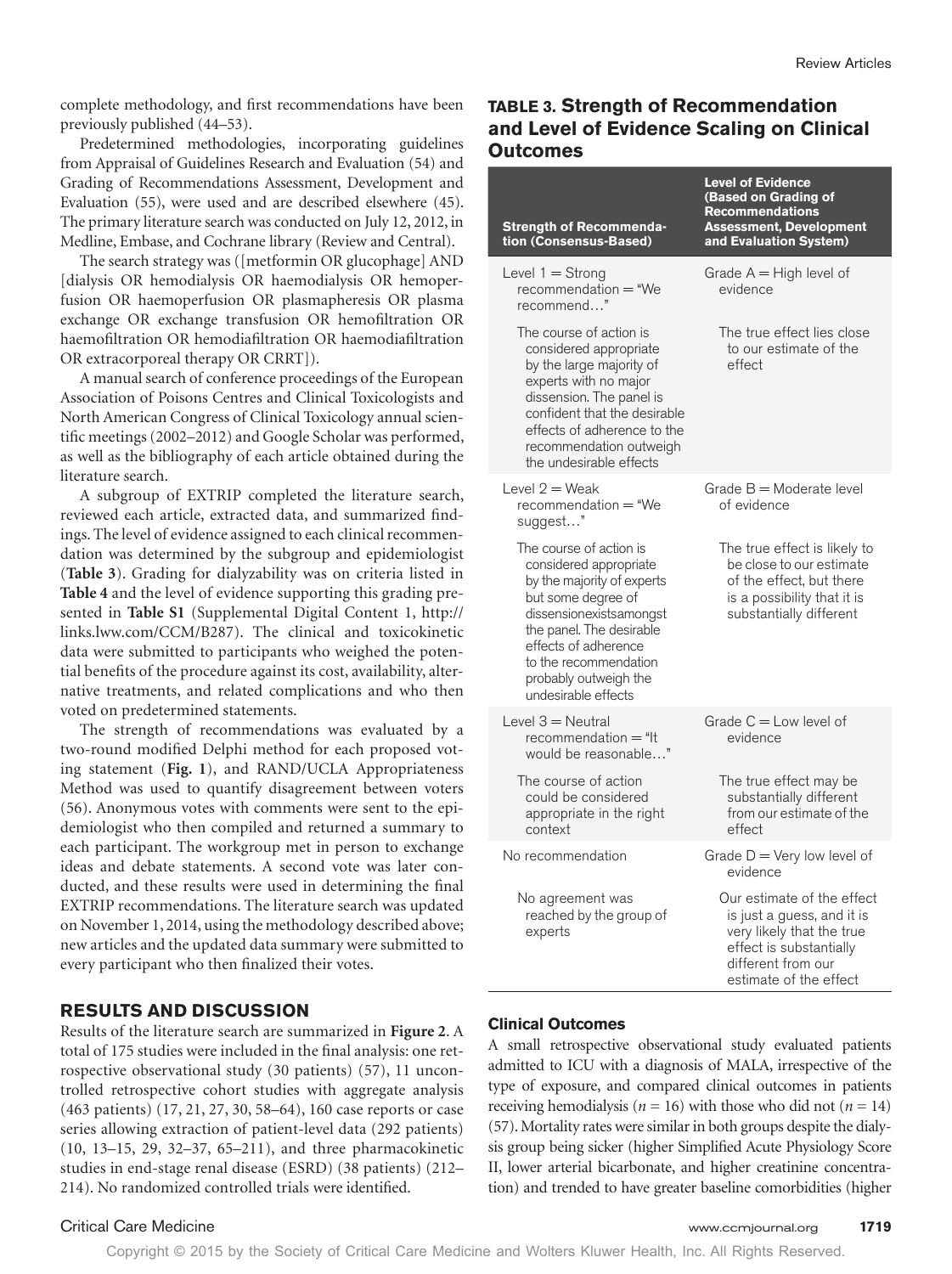complete methodology, and first recommendations have been previously published (44–53).

Predetermined methodologies, incorporating guidelines from Appraisal of Guidelines Research and Evaluation (54) and Grading of Recommendations Assessment, Development and Evaluation (55), were used and are described elsewhere (45). The primary literature search was conducted on July 12, 2012, in Medline, Embase, and Cochrane library (Review and Central).

The search strategy was ([metformin OR glucophage] AND [dialysis OR hemodialysis OR haemodialysis OR hemoperfusion OR haemoperfusion OR plasmapheresis OR plasma exchange OR exchange transfusion OR hemofiltration OR haemofiltration OR hemodiafiltration OR haemodiafiltration OR extracorporeal therapy OR CRRT]).

A manual search of conference proceedings of the European Association of Poisons Centres and Clinical Toxicologists and North American Congress of Clinical Toxicology annual scientific meetings (2002–2012) and Google Scholar was performed, as well as the bibliography of each article obtained during the literature search.

A subgroup of EXTRIP completed the literature search, reviewed each article, extracted data, and summarized findings. The level of evidence assigned to each clinical recommendation was determined by the subgroup and epidemiologist (**Table 3**). Grading for dialyzability was on criteria listed in **Table 4** and the level of evidence supporting this grading presented in **Table S1** (Supplemental Digital Content 1, http://links.lww.com/CCM/B287). The clinical and toxicokinetic data were submitted to participants who weighed the potential benefits of the procedure against its cost, availability, alternative treatments, and related complications and who then voted on predetermined statements.

The strength of recommendations was evaluated by a two-round modified Delphi method for each proposed voting statement (**Fig. 1**), and RAND/UCLA Appropriateness Method was used to quantify disagreement between voters (56). Anonymous votes with comments were sent to the epidemiologist who then compiled and returned a summary to each participant. The workgroup met in person to exchange ideas and debate statements. A second vote was later conducted, and these results were used in determining the final EXTRIP recommendations. The literature search was updated on November 1, 2014, using the methodology described above; new articles and the updated data summary were submitted to every participant who then finalized their votes.

## RESULTS AND DISCUSSION

Results of the literature search are summarized in **Figure 2**. A total of 175 studies were included in the final analysis: one retrospective observational study (30 patients) (57), 11 uncontrolled retrospective cohort studies with aggregate analysis (463 patients) (17, 21, 27, 30, 58–64), 160 case reports or case series allowing extraction of patient-level data (292 patients) (10, 13–15, 29, 32–37, 65–211), and three pharmacokinetic studies in end-stage renal disease (ESRD) (38 patients) (212–214). No randomized controlled trials were identified.

**TABLE 3. Strength of Recommendation and Level of Evidence Scaling on Clinical Outcomes**

| Strength of Recommendation (Consensus-Based) | Level of Evidence (Based on Grading of Recommendations Assessment, Development and Evaluation System) |
|---|---|
| Level 1 = Strong recommendation = "We recommend…" | Grade A = High level of evidence |
| The course of action is considered appropriate by the large majority of experts with no major dissension. The panel is confident that the desirable effects of adherence to the recommendation outweigh the undesirable effects | The true effect lies close to our estimate of the effect |
| Level 2 = Weak recommendation = "We suggest…" | Grade B = Moderate level of evidence |
| The course of action is considered appropriate by the majority of experts but some degree of dissensionexistsamongst the panel. The desirable effects of adherence to the recommendation probably outweigh the undesirable effects | The true effect is likely to be close to our estimate of the effect, but there is a possibility that it is substantially different |
| Level 3 = Neutral recommendation = "It would be reasonable…" | Grade C = Low level of evidence |
| The course of action could be considered appropriate in the right context | The true effect may be substantially different from our estimate of the effect |
| No recommendation | Grade D = Very low level of evidence |
| No agreement was reached by the group of experts | Our estimate of the effect is just a guess, and it is very likely that the true effect is substantially different from our estimate of the effect |

### Clinical Outcomes

A small retrospective observational study evaluated patients admitted to ICU with a diagnosis of MALA, irrespective of the type of exposure, and compared clinical outcomes in patients receiving hemodialysis ($n = 16$) with those who did not ($n = 14$) (57). Mortality rates were similar in both groups despite the dialysis group being sicker (higher Simplified Acute Physiology Score II, lower arterial bicarbonate, and higher creatinine concentration) and trended to have greater baseline comorbidities (higher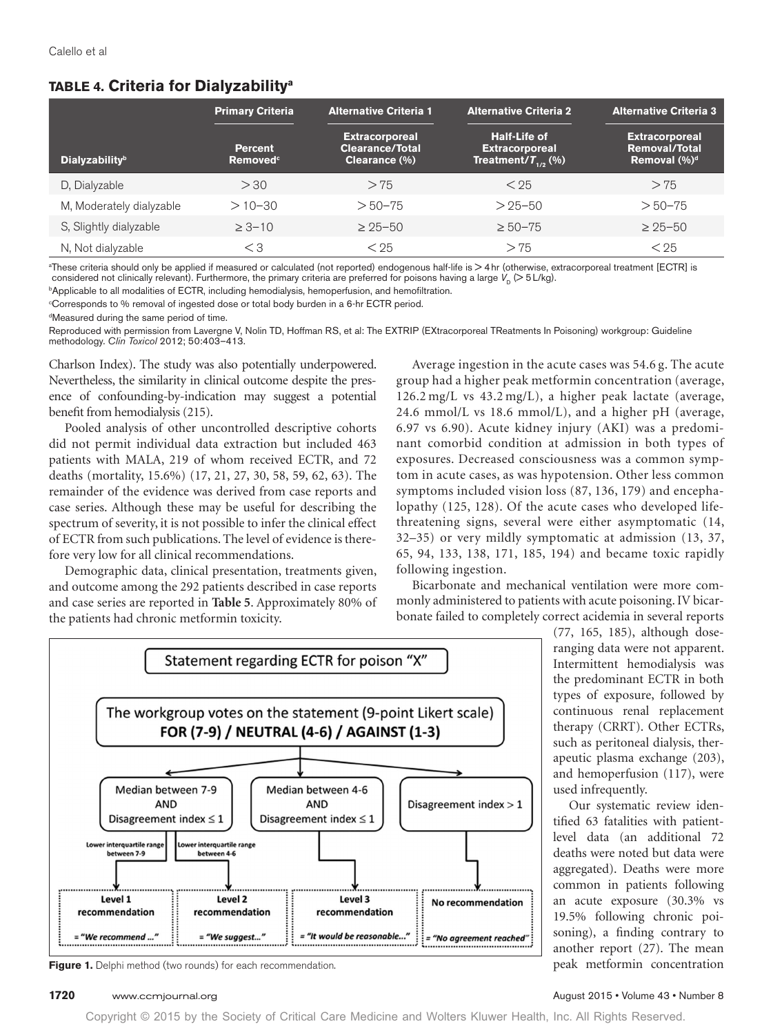**TABLE 4. Criteria for Dialyzability[a]**

| | Primary Criteria | Alternative Criteria 1 | Alternative Criteria 2 | Alternative Criteria 3 |
|---|---|---|---|---|
| **Dialyzability[b]** | **Percent Removed[c]** | **Extracorporeal Clearance/Total Clearance (%)** | **Half-Life of Extracorporeal Treatment/$T_{1/2}$ (%)** | **Extracorporeal Removal/Total Removal (%)[d]** |
| D, Dialyzable | > 30 | > 75 | < 25 | > 75 |
| M, Moderately dialyzable | > 10–30 | > 50–75 | > 25–50 | > 50–75 |
| S, Slightly dialyzable | ≥ 3–10 | ≥ 25–50 | ≥ 50–75 | ≥ 25–50 |
| N, Not dialyzable | < 3 | < 25 | > 75 | < 25 |

[a]These criteria should only be applied if measured or calculated (not reported) endogenous half-life is > 4 hr (otherwise, extracorporeal treatment [ECTR] is considered not clinically relevant). Furthermore, the primary criteria are preferred for poisons having a large $V_D$ (> 5 L/kg).

[b]Applicable to all modalities of ECTR, including hemodialysis, hemoperfusion, and hemofiltration.

[c]Corresponds to % removal of ingested dose or total body burden in a 6-hr ECTR period.

[d]Measured during the same period of time.

Reproduced with permission from Lavergne V, Nolin TD, Hoffman RS, et al: The EXTRIP (EXtracorporeal TReatments In Poisoning) workgroup: Guideline methodology. *Clin Toxicol* 2012; 50:403–413.

Charlson Index). The study was also potentially underpowered. Nevertheless, the similarity in clinical outcome despite the presence of confounding-by-indication may suggest a potential benefit from hemodialysis (215).

Pooled analysis of other uncontrolled descriptive cohorts did not permit individual data extraction but included 463 patients with MALA, 219 of whom received ECTR, and 72 deaths (mortality, 15.6%) (17, 21, 27, 30, 58, 59, 62, 63). The remainder of the evidence was derived from case reports and case series. Although these may be useful for describing the spectrum of severity, it is not possible to infer the clinical effect of ECTR from such publications. The level of evidence is therefore very low for all clinical recommendations.

Demographic data, clinical presentation, treatments given, and outcome among the 292 patients described in case reports and case series are reported in **Table 5**. Approximately 80% of the patients had chronic metformin toxicity.

Average ingestion in the acute cases was 54.6 g. The acute group had a higher peak metformin concentration (average, 126.2 mg/L vs 43.2 mg/L), a higher peak lactate (average, 24.6 mmol/L vs 18.6 mmol/L), and a higher pH (average, 6.97 vs 6.90). Acute kidney injury (AKI) was a predominant comorbid condition at admission in both types of exposures. Decreased consciousness was a common symptom in acute cases, as was hypotension. Other less common symptoms included vision loss (87, 136, 179) and encephalopathy (125, 128). Of the acute cases who developed life-threatening signs, several were either asymptomatic (14, 32–35) or very mildly symptomatic at admission (13, 37, 65, 94, 133, 138, 171, 185, 194) and became toxic rapidly following ingestion.

Bicarbonate and mechanical ventilation were more commonly administered to patients with acute poisoning. IV bicarbonate failed to completely correct acidemia in several reports (77, 165, 185), although dose-ranging data were not apparent. Intermittent hemodialysis was the predominant ECTR in both types of exposure, followed by continuous renal replacement therapy (CRRT). Other ECTRs, such as peritoneal dialysis, therapeutic plasma exchange (203), and hemoperfusion (117), were used infrequently.

Our systematic review identified 63 fatalities with patient-level data (an additional 72 deaths were noted but data were aggregated). Deaths were more common in patients following an acute exposure (30.3% vs 19.5% following chronic poisoning), a finding contrary to another report (27). The mean peak metformin concentration

Statement regarding ECTR for poison "X"

The workgroup votes on the statement (9-point Likert scale)
**FOR (7-9) / NEUTRAL (4-6) / AGAINST (1-3)**

- Median between 7-9 AND Disagreement index ≤ 1
  - Lower interquartile range between 7-9 → **Level 1 recommendation** = "We recommend …"
  - Lower interquartile range between 4-6 → **Level 2 recommendation** = "We suggest…"
- Median between 4-6 AND Disagreement index ≤ 1 → **Level 3 recommendation** = "It would be reasonable…"
- Disagreement index > 1 → **No recommendation** = "No agreement reached"

**Figure 1.** Delphi method (two rounds) for each recommendation.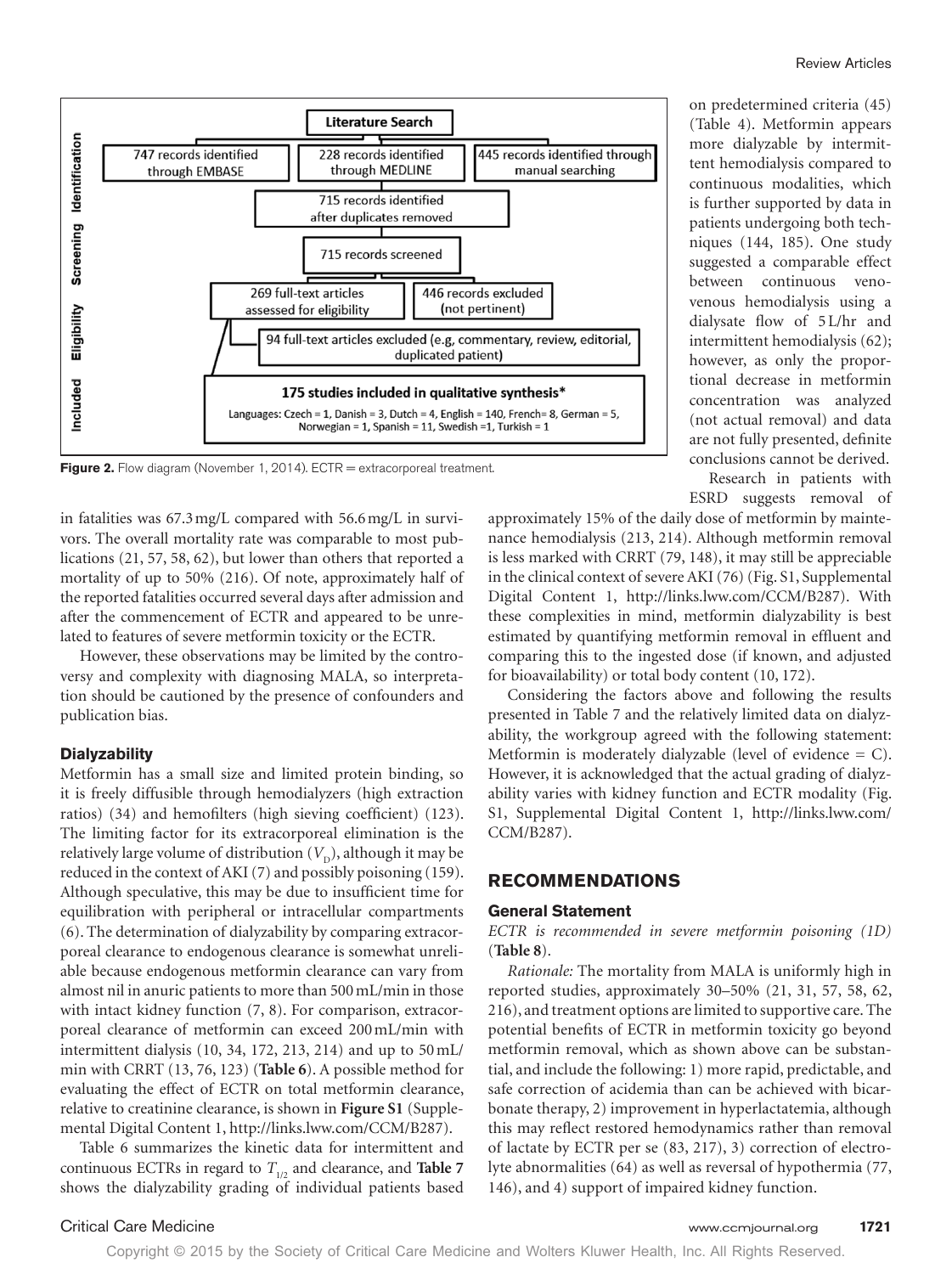Literature Search

| Identification | | |
|---|---|---|
| 747 records identified through EMBASE | 228 records identified through MEDLINE | 445 records identified through manual searching |

715 records identified after duplicates removed

Screening: 715 records screened

Eligibility: 269 full-text articles assessed for eligibility; 446 records excluded (not pertinent)

94 full-text articles excluded (e.g, commentary, review, editorial, duplicated patient)

Included: **175 studies included in qualitative synthesis***

Languages: Czech = 1, Danish = 3, Dutch = 4, English = 140, French= 8, German = 5, Norwegian = 1, Spanish = 11, Swedish =1, Turkish = 1

**Figure 2.** Flow diagram (November 1, 2014). ECTR = extracorporeal treatment.

in fatalities was 67.3 mg/L compared with 56.6 mg/L in survivors. The overall mortality rate was comparable to most publications (21, 57, 58, 62), but lower than others that reported a mortality of up to 50% (216). Of note, approximately half of the reported fatalities occurred several days after admission and after the commencement of ECTR and appeared to be unrelated to features of severe metformin toxicity or the ECTR.

However, these observations may be limited by the controversy and complexity with diagnosing MALA, so interpretation should be cautioned by the presence of confounders and publication bias.

### Dialyzability

Metformin has a small size and limited protein binding, so it is freely diffusible through hemodialyzers (high extraction ratios) (34) and hemofilters (high sieving coefficient) (123). The limiting factor for its extracorporeal elimination is the relatively large volume of distribution ($V_D$), although it may be reduced in the context of AKI (7) and possibly poisoning (159). Although speculative, this may be due to insufficient time for equilibration with peripheral or intracellular compartments (6). The determination of dialyzability by comparing extracorporeal clearance to endogenous clearance is somewhat unreliable because endogenous metformin clearance can vary from almost nil in anuric patients to more than 500 mL/min in those with intact kidney function (7, 8). For comparison, extracorporeal clearance of metformin can exceed 200 mL/min with intermittent dialysis (10, 34, 172, 213, 214) and up to 50 mL/min with CRRT (13, 76, 123) (**Table 6**). A possible method for evaluating the effect of ECTR on total metformin clearance, relative to creatinine clearance, is shown in **Figure S1** (Supplemental Digital Content 1, http://links.lww.com/CCM/B287).

Table 6 summarizes the kinetic data for intermittent and continuous ECTRs in regard to $T_{1/2}$ and clearance, and **Table 7** shows the dialyzability grading of individual patients based on predetermined criteria (45) (Table 4). Metformin appears more dialyzable by intermittent hemodialysis compared to continuous modalities, which is further supported by data in patients undergoing both techniques (144, 185). One study suggested a comparable effect between continuous venovenous hemodialysis using a dialysate flow of 5 L/hr and intermittent hemodialysis (62); however, as only the proportional decrease in metformin concentration was analyzed (not actual removal) and data are not fully presented, definite conclusions cannot be derived.

Research in patients with ESRD suggests removal of approximately 15% of the daily dose of metformin by maintenance hemodialysis (213, 214). Although metformin removal is less marked with CRRT (79, 148), it may still be appreciable in the clinical context of severe AKI (76) (Fig. S1, Supplemental Digital Content 1, http://links.lww.com/CCM/B287). With these complexities in mind, metformin dialyzability is best estimated by quantifying metformin removal in effluent and comparing this to the ingested dose (if known, and adjusted for bioavailability) or total body content (10, 172).

Considering the factors above and following the results presented in Table 7 and the relatively limited data on dialyzability, the workgroup agreed with the following statement: Metformin is moderately dialyzable (level of evidence = C). However, it is acknowledged that the actual grading of dialyzability varies with kidney function and ECTR modality (Fig. S1, Supplemental Digital Content 1, http://links.lww.com/CCM/B287).

## RECOMMENDATIONS

### General Statement

*ECTR is recommended in severe metformin poisoning (1D)* (**Table 8**).

*Rationale:* The mortality from MALA is uniformly high in reported studies, approximately 30–50% (21, 31, 57, 58, 62, 216), and treatment options are limited to supportive care. The potential benefits of ECTR in metformin toxicity go beyond metformin removal, which as shown above can be substantial, and include the following: 1) more rapid, predictable, and safe correction of acidemia than can be achieved with bicarbonate therapy, 2) improvement in hyperlactatemia, although this may reflect restored hemodynamics rather than removal of lactate by ECTR per se (83, 217), 3) correction of electrolyte abnormalities (64) as well as reversal of hypothermia (77, 146), and 4) support of impaired kidney function.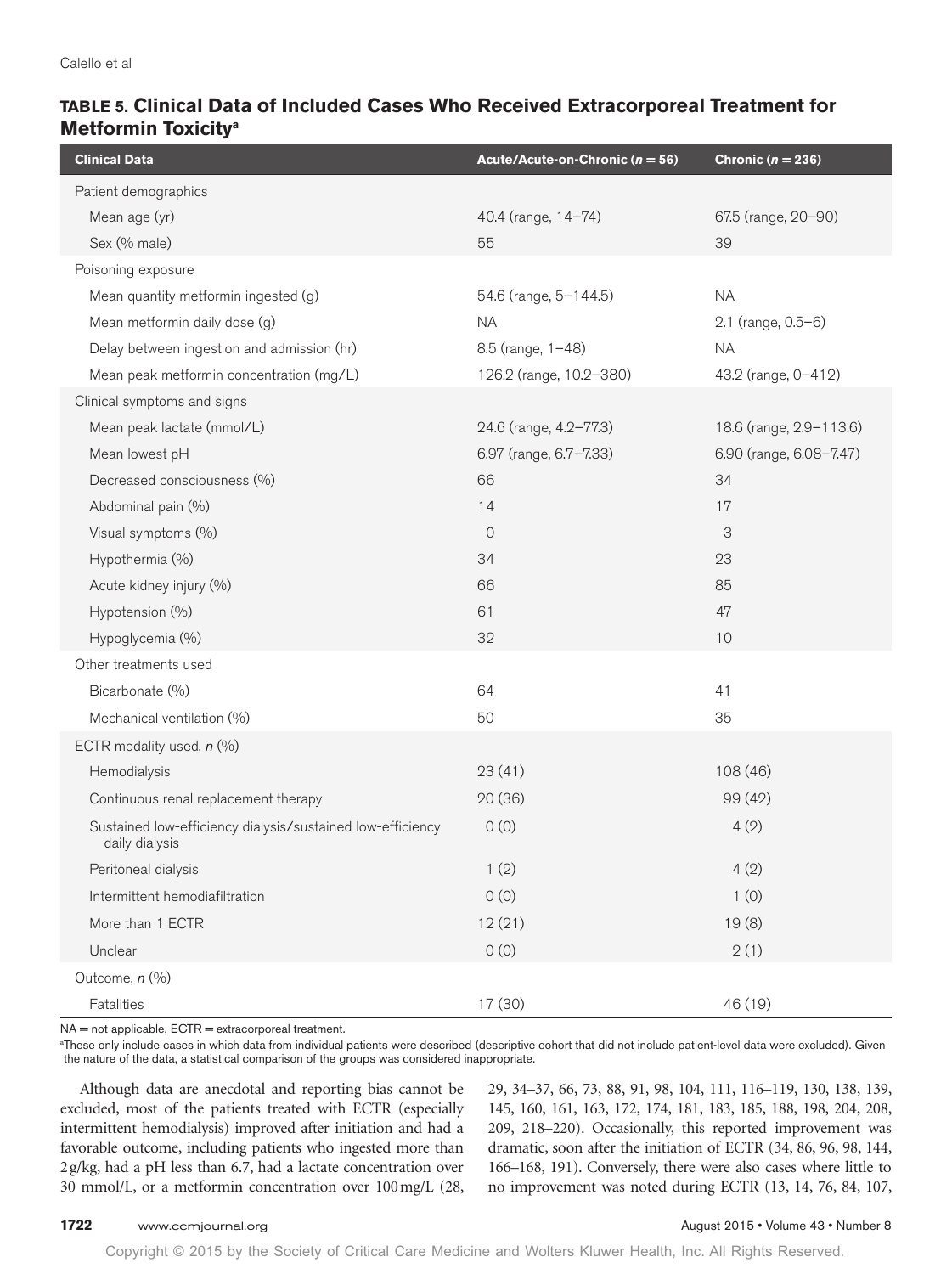**TABLE 5. Clinical Data of Included Cases Who Received Extracorporeal Treatment for Metformin Toxicity[a]**

| Clinical Data | Acute/Acute-on-Chronic (*n* = 56) | Chronic (*n* = 236) |
|---|---|---|
| Patient demographics | | |
| Mean age (yr) | 40.4 (range, 14–74) | 67.5 (range, 20–90) |
| Sex (% male) | 55 | 39 |
| Poisoning exposure | | |
| Mean quantity metformin ingested (g) | 54.6 (range, 5–144.5) | NA |
| Mean metformin daily dose (g) | NA | 2.1 (range, 0.5–6) |
| Delay between ingestion and admission (hr) | 8.5 (range, 1–48) | NA |
| Mean peak metformin concentration (mg/L) | 126.2 (range, 10.2–380) | 43.2 (range, 0–412) |
| Clinical symptoms and signs | | |
| Mean peak lactate (mmol/L) | 24.6 (range, 4.2–77.3) | 18.6 (range, 2.9–113.6) |
| Mean lowest pH | 6.97 (range, 6.7–7.33) | 6.90 (range, 6.08–7.47) |
| Decreased consciousness (%) | 66 | 34 |
| Abdominal pain (%) | 14 | 17 |
| Visual symptoms (%) | 0 | 3 |
| Hypothermia (%) | 34 | 23 |
| Acute kidney injury (%) | 66 | 85 |
| Hypotension (%) | 61 | 47 |
| Hypoglycemia (%) | 32 | 10 |
| Other treatments used | | |
| Bicarbonate (%) | 64 | 41 |
| Mechanical ventilation (%) | 50 | 35 |
| ECTR modality used, *n* (%) | | |
| Hemodialysis | 23 (41) | 108 (46) |
| Continuous renal replacement therapy | 20 (36) | 99 (42) |
| Sustained low-efficiency dialysis/sustained low-efficiency daily dialysis | 0 (0) | 4 (2) |
| Peritoneal dialysis | 1 (2) | 4 (2) |
| Intermittent hemodiafiltration | 0 (0) | 1 (0) |
| More than 1 ECTR | 12 (21) | 19 (8) |
| Unclear | 0 (0) | 2 (1) |
| Outcome, *n* (%) | | |
| Fatalities | 17 (30) | 46 (19) |

NA = not applicable, ECTR = extracorporeal treatment.

[a]These only include cases in which data from individual patients were described (descriptive cohort that did not include patient-level data were excluded). Given the nature of the data, a statistical comparison of the groups was considered inappropriate.

Although data are anecdotal and reporting bias cannot be excluded, most of the patients treated with ECTR (especially intermittent hemodialysis) improved after initiation and had a favorable outcome, including patients who ingested more than 2 g/kg, had a pH less than 6.7, had a lactate concentration over 30 mmol/L, or a metformin concentration over 100 mg/L (28, 29, 34–37, 66, 73, 88, 91, 98, 104, 111, 116–119, 130, 138, 139, 145, 160, 161, 163, 172, 174, 181, 183, 185, 188, 198, 204, 208, 209, 218–220). Occasionally, this reported improvement was dramatic, soon after the initiation of ECTR (34, 86, 96, 98, 144, 166–168, 191). Conversely, there were also cases where little to no improvement was noted during ECTR (13, 14, 76, 84, 107,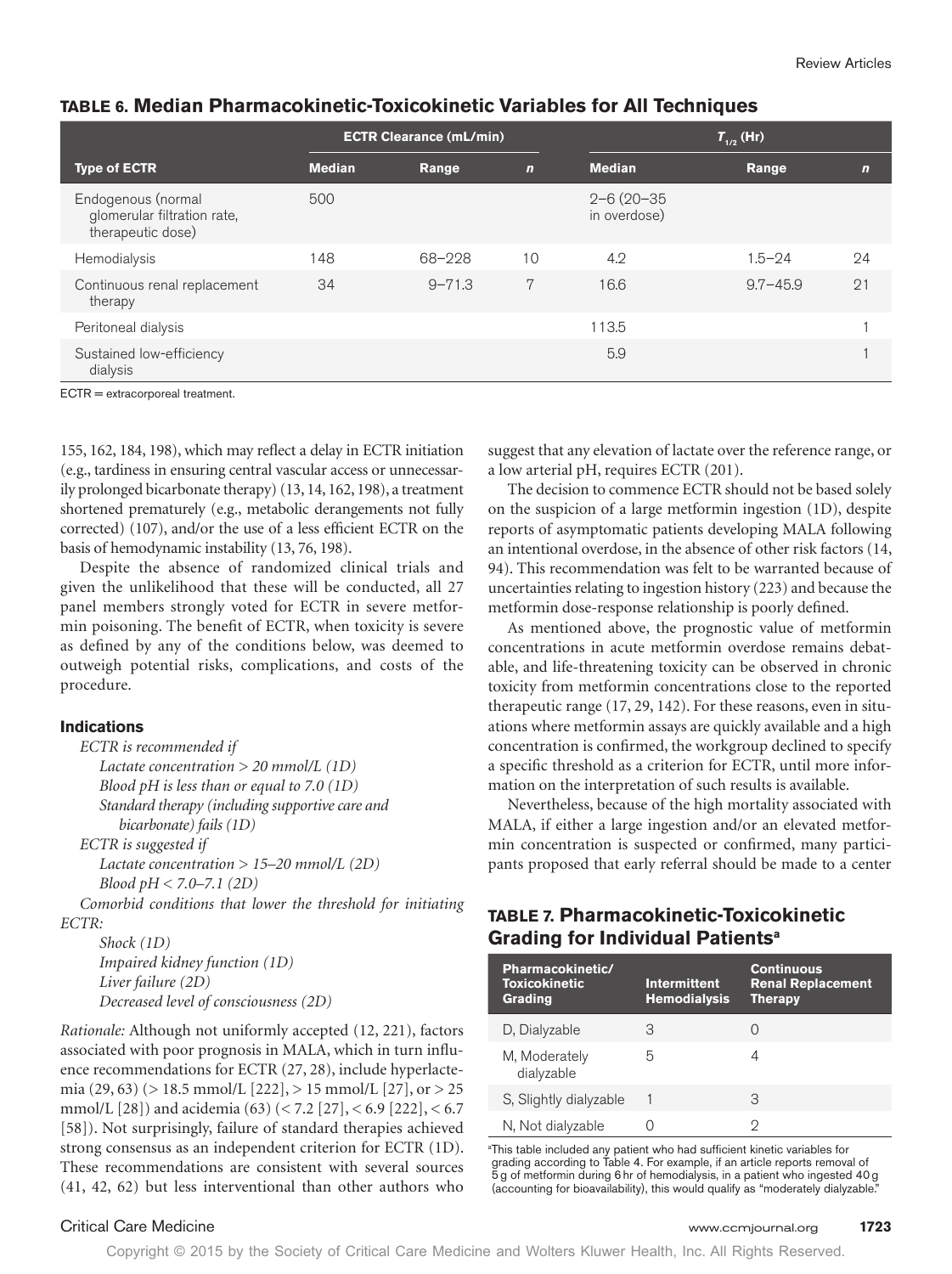**TABLE 6. Median Pharmacokinetic-Toxicokinetic Variables for All Techniques**

| | ECTR Clearance (mL/min) | | | $T_{1/2}$ (Hr) | | |
|---|---|---|---|---|---|---|
| Type of ECTR | Median | Range | n | Median | Range | n |
| Endogenous (normal glomerular filtration rate, therapeutic dose) | 500 | | | 2–6 (20–35 in overdose) | | |
| Hemodialysis | 148 | 68–228 | 10 | 4.2 | 1.5–24 | 24 |
| Continuous renal replacement therapy | 34 | 9–71.3 | 7 | 16.6 | 9.7–45.9 | 21 |
| Peritoneal dialysis | | | | 113.5 | | 1 |
| Sustained low-efficiency dialysis | | | | 5.9 | | 1 |

ECTR = extracorporeal treatment.

155, 162, 184, 198), which may reflect a delay in ECTR initiation (e.g., tardiness in ensuring central vascular access or unnecessarily prolonged bicarbonate therapy) (13, 14, 162, 198), a treatment shortened prematurely (e.g., metabolic derangements not fully corrected) (107), and/or the use of a less efficient ECTR on the basis of hemodynamic instability (13, 76, 198).

Despite the absence of randomized clinical trials and given the unlikelihood that these will be conducted, all 27 panel members strongly voted for ECTR in severe metformin poisoning. The benefit of ECTR, when toxicity is severe as defined by any of the conditions below, was deemed to outweigh potential risks, complications, and costs of the procedure.

#### Indications

*ECTR is recommended if*
- *Lactate concentration > 20 mmol/L (1D)*
- *Blood pH is less than or equal to 7.0 (1D)*
- *Standard therapy (including supportive care and bicarbonate) fails (1D)*

*ECTR is suggested if*
- *Lactate concentration > 15–20 mmol/L (2D)*
- *Blood pH < 7.0–7.1 (2D)*

*Comorbid conditions that lower the threshold for initiating ECTR:*
- *Shock (1D)*
- *Impaired kidney function (1D)*
- *Liver failure (2D)*
- *Decreased level of consciousness (2D)*

*Rationale:* Although not uniformly accepted (12, 221), factors associated with poor prognosis in MALA, which in turn influence recommendations for ECTR (27, 28), include hyperlactemia (29, 63) (> 18.5 mmol/L [222], > 15 mmol/L [27], or > 25 mmol/L [28]) and acidemia (63) (< 7.2 [27], < 6.9 [222], < 6.7 [58]). Not surprisingly, failure of standard therapies achieved strong consensus as an independent criterion for ECTR (1D). These recommendations are consistent with several sources (41, 42, 62) but less interventional than other authors who suggest that any elevation of lactate over the reference range, or a low arterial pH, requires ECTR (201).

The decision to commence ECTR should not be based solely on the suspicion of a large metformin ingestion (1D), despite reports of asymptomatic patients developing MALA following an intentional overdose, in the absence of other risk factors (14, 94). This recommendation was felt to be warranted because of uncertainties relating to ingestion history (223) and because the metformin dose-response relationship is poorly defined.

As mentioned above, the prognostic value of metformin concentrations in acute metformin overdose remains debatable, and life-threatening toxicity can be observed in chronic toxicity from metformin concentrations close to the reported therapeutic range (17, 29, 142). For these reasons, even in situations where metformin assays are quickly available and a high concentration is confirmed, the workgroup declined to specify a specific threshold as a criterion for ECTR, until more information on the interpretation of such results is available.

Nevertheless, because of the high mortality associated with MALA, if either a large ingestion and/or an elevated metformin concentration is suspected or confirmed, many participants proposed that early referral should be made to a center

**TABLE 7. Pharmacokinetic-Toxicokinetic Grading for Individual Patients[a]**

| Pharmacokinetic/ Toxicokinetic Grading | Intermittent Hemodialysis | Continuous Renal Replacement Therapy |
|---|---|---|
| D, Dialyzable | 3 | 0 |
| M, Moderately dialyzable | 5 | 4 |
| S, Slightly dialyzable | 1 | 3 |
| N, Not dialyzable | 0 | 2 |

[a]This table included any patient who had sufficient kinetic variables for grading according to Table 4. For example, if an article reports removal of 5 g of metformin during 6 hr of hemodialysis, in a patient who ingested 40 g (accounting for bioavailability), this would qualify as "moderately dialyzable."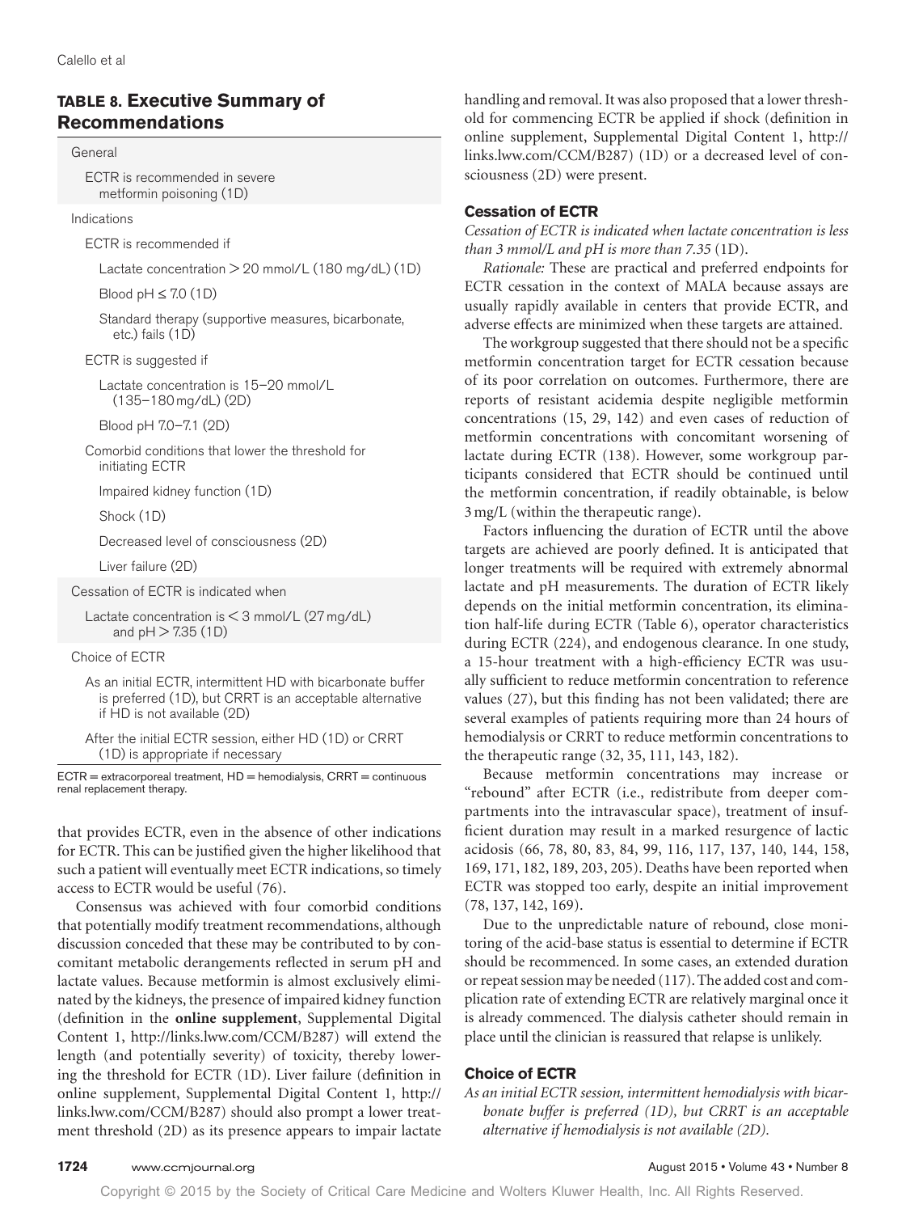## TABLE 8. Executive Summary of Recommendations

| |
|---|
| General |
| ECTR is recommended in severe metformin poisoning (1D) |
| Indications |
| ECTR is recommended if |
| Lactate concentration > 20 mmol/L (180 mg/dL) (1D) |
| Blood pH ≤ 7.0 (1D) |
| Standard therapy (supportive measures, bicarbonate, etc.) fails (1D) |
| ECTR is suggested if |
| Lactate concentration is 15–20 mmol/L (135–180 mg/dL) (2D) |
| Blood pH 7.0–7.1 (2D) |
| Comorbid conditions that lower the threshold for initiating ECTR |
| Impaired kidney function (1D) |
| Shock (1D) |
| Decreased level of consciousness (2D) |
| Liver failure (2D) |
| Cessation of ECTR is indicated when |
| Lactate concentration is < 3 mmol/L (27 mg/dL) and pH > 7.35 (1D) |
| Choice of ECTR |
| As an initial ECTR, intermittent HD with bicarbonate buffer is preferred (1D), but CRRT is an acceptable alternative if HD is not available (2D) |
| After the initial ECTR session, either HD (1D) or CRRT (1D) is appropriate if necessary |

ECTR = extracorporeal treatment, HD = hemodialysis, CRRT = continuous renal replacement therapy.

that provides ECTR, even in the absence of other indications for ECTR. This can be justified given the higher likelihood that such a patient will eventually meet ECTR indications, so timely access to ECTR would be useful (76).

Consensus was achieved with four comorbid conditions that potentially modify treatment recommendations, although discussion conceded that these may be contributed to by concomitant metabolic derangements reflected in serum pH and lactate values. Because metformin is almost exclusively eliminated by the kidneys, the presence of impaired kidney function (definition in the **online supplement**, Supplemental Digital Content 1, http://links.lww.com/CCM/B287) will extend the length (and potentially severity) of toxicity, thereby lowering the threshold for ECTR (1D). Liver failure (definition in online supplement, Supplemental Digital Content 1, http://links.lww.com/CCM/B287) should also prompt a lower treatment threshold (2D) as its presence appears to impair lactate handling and removal. It was also proposed that a lower threshold for commencing ECTR be applied if shock (definition in online supplement, Supplemental Digital Content 1, http://links.lww.com/CCM/B287) (1D) or a decreased level of consciousness (2D) were present.

### Cessation of ECTR

*Cessation of ECTR is indicated when lactate concentration is less than 3 mmol/L and pH is more than 7.35* (1D).

*Rationale:* These are practical and preferred endpoints for ECTR cessation in the context of MALA because assays are usually rapidly available in centers that provide ECTR, and adverse effects are minimized when these targets are attained.

The workgroup suggested that there should not be a specific metformin concentration target for ECTR cessation because of its poor correlation on outcomes. Furthermore, there are reports of resistant acidemia despite negligible metformin concentrations (15, 29, 142) and even cases of reduction of metformin concentrations with concomitant worsening of lactate during ECTR (138). However, some workgroup participants considered that ECTR should be continued until the metformin concentration, if readily obtainable, is below 3 mg/L (within the therapeutic range).

Factors influencing the duration of ECTR until the above targets are achieved are poorly defined. It is anticipated that longer treatments will be required with extremely abnormal lactate and pH measurements. The duration of ECTR likely depends on the initial metformin concentration, its elimination half-life during ECTR (Table 6), operator characteristics during ECTR (224), and endogenous clearance. In one study, a 15-hour treatment with a high-efficiency ECTR was usually sufficient to reduce metformin concentration to reference values (27), but this finding has not been validated; there are several examples of patients requiring more than 24 hours of hemodialysis or CRRT to reduce metformin concentrations to the therapeutic range (32, 35, 111, 143, 182).

Because metformin concentrations may increase or "rebound" after ECTR (i.e., redistribute from deeper compartments into the intravascular space), treatment of insufficient duration may result in a marked resurgence of lactic acidosis (66, 78, 80, 83, 84, 99, 116, 117, 137, 140, 144, 158, 169, 171, 182, 189, 203, 205). Deaths have been reported when ECTR was stopped too early, despite an initial improvement (78, 137, 142, 169).

Due to the unpredictable nature of rebound, close monitoring of the acid-base status is essential to determine if ECTR should be recommenced. In some cases, an extended duration or repeat session may be needed (117). The added cost and complication rate of extending ECTR are relatively marginal once it is already commenced. The dialysis catheter should remain in place until the clinician is reassured that relapse is unlikely.

### Choice of ECTR

*As an initial ECTR session, intermittent hemodialysis with bicarbonate buffer is preferred (1D), but CRRT is an acceptable alternative if hemodialysis is not available (2D).*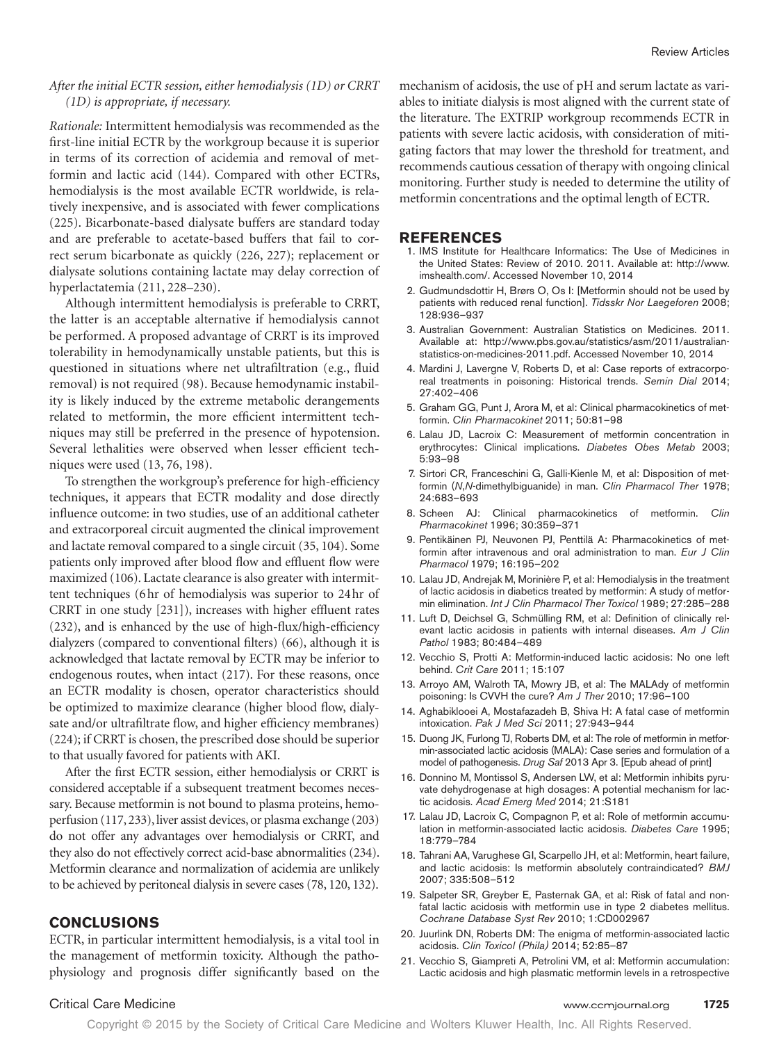*After the initial ECTR session, either hemodialysis (1D) or CRRT (1D) is appropriate, if necessary.*

*Rationale:* Intermittent hemodialysis was recommended as the first-line initial ECTR by the workgroup because it is superior in terms of its correction of acidemia and removal of metformin and lactic acid (144). Compared with other ECTRs, hemodialysis is the most available ECTR worldwide, is relatively inexpensive, and is associated with fewer complications (225). Bicarbonate-based dialysate buffers are standard today and are preferable to acetate-based buffers that fail to correct serum bicarbonate as quickly (226, 227); replacement or dialysate solutions containing lactate may delay correction of hyperlactatemia (211, 228–230).

Although intermittent hemodialysis is preferable to CRRT, the latter is an acceptable alternative if hemodialysis cannot be performed. A proposed advantage of CRRT is its improved tolerability in hemodynamically unstable patients, but this is questioned in situations where net ultrafiltration (e.g., fluid removal) is not required (98). Because hemodynamic instability is likely induced by the extreme metabolic derangements related to metformin, the more efficient intermittent techniques may still be preferred in the presence of hypotension. Several lethalities were observed when lesser efficient techniques were used (13, 76, 198).

To strengthen the workgroup's preference for high-efficiency techniques, it appears that ECTR modality and dose directly influence outcome: in two studies, use of an additional catheter and extracorporeal circuit augmented the clinical improvement and lactate removal compared to a single circuit (35, 104). Some patients only improved after blood flow and effluent flow were maximized (106). Lactate clearance is also greater with intermittent techniques (6 hr of hemodialysis was superior to 24 hr of CRRT in one study [231]), increases with higher effluent rates (232), and is enhanced by the use of high-flux/high-efficiency dialyzers (compared to conventional filters) (66), although it is acknowledged that lactate removal by ECTR may be inferior to endogenous routes, when intact (217). For these reasons, once an ECTR modality is chosen, operator characteristics should be optimized to maximize clearance (higher blood flow, dialysate and/or ultrafiltrate flow, and higher efficiency membranes) (224); if CRRT is chosen, the prescribed dose should be superior to that usually favored for patients with AKI.

After the first ECTR session, either hemodialysis or CRRT is considered acceptable if a subsequent treatment becomes necessary. Because metformin is not bound to plasma proteins, hemoperfusion (117, 233), liver assist devices, or plasma exchange (203) do not offer any advantages over hemodialysis or CRRT, and they also do not effectively correct acid-base abnormalities (234). Metformin clearance and normalization of acidemia are unlikely to be achieved by peritoneal dialysis in severe cases (78, 120, 132).

## CONCLUSIONS

ECTR, in particular intermittent hemodialysis, is a vital tool in the management of metformin toxicity. Although the pathophysiology and prognosis differ significantly based on the mechanism of acidosis, the use of pH and serum lactate as variables to initiate dialysis is most aligned with the current state of the literature. The EXTRIP workgroup recommends ECTR in patients with severe lactic acidosis, with consideration of mitigating factors that may lower the threshold for treatment, and recommends cautious cessation of therapy with ongoing clinical monitoring. Further study is needed to determine the utility of metformin concentrations and the optimal length of ECTR.

## REFERENCES

1. IMS Institute for Healthcare Informatics: The Use of Medicines in the United States: Review of 2010. 2011. Available at: http://www.imshealth.com/. Accessed November 10, 2014
2. Gudmundsdottir H, Brørs O, Os I: [Metformin should not be used by patients with reduced renal function]. *Tidsskr Nor Laegeforen* 2008; 128:936–937
3. Australian Government: Australian Statistics on Medicines. 2011. Available at: http://www.pbs.gov.au/statistics/asm/2011/australian-statistics-on-medicines-2011.pdf. Accessed November 10, 2014
4. Mardini J, Lavergne V, Roberts D, et al: Case reports of extracorporeal treatments in poisoning: Historical trends. *Semin Dial* 2014; 27:402–406
5. Graham GG, Punt J, Arora M, et al: Clinical pharmacokinetics of metformin. *Clin Pharmacokinet* 2011; 50:81–98
6. Lalau JD, Lacroix C: Measurement of metformin concentration in erythrocytes: Clinical implications. *Diabetes Obes Metab* 2003; 5:93–98
7. Sirtori CR, Franceschini G, Galli-Kienle M, et al: Disposition of metformin (*N*,*N*-dimethylbiguanide) in man. *Clin Pharmacol Ther* 1978; 24:683–693
8. Scheen AJ: Clinical pharmacokinetics of metformin. *Clin Pharmacokinet* 1996; 30:359–371
9. Pentikäinen PJ, Neuvonen PJ, Penttilä A: Pharmacokinetics of metformin after intravenous and oral administration to man. *Eur J Clin Pharmacol* 1979; 16:195–202
10. Lalau JD, Andrejak M, Morinière P, et al: Hemodialysis in the treatment of lactic acidosis in diabetics treated by metformin: A study of metformin elimination. *Int J Clin Pharmacol Ther Toxicol* 1989; 27:285–288
11. Luft D, Deichsel G, Schmülling RM, et al: Definition of clinically relevant lactic acidosis in patients with internal diseases. *Am J Clin Pathol* 1983; 80:484–489
12. Vecchio S, Protti A: Metformin-induced lactic acidosis: No one left behind. *Crit Care* 2011; 15:107
13. Arroyo AM, Walroth TA, Mowry JB, et al: The MALAdy of metformin poisoning: Is CVVH the cure? *Am J Ther* 2010; 17:96–100
14. Aghabiklooei A, Mostafazadeh B, Shiva H: A fatal case of metformin intoxication. *Pak J Med Sci* 2011; 27:943–944
15. Duong JK, Furlong TJ, Roberts DM, et al: The role of metformin in metformin-associated lactic acidosis (MALA): Case series and formulation of a model of pathogenesis. *Drug Saf* 2013 Apr 3. [Epub ahead of print]
16. Donnino M, Montissol S, Andersen LW, et al: Metformin inhibits pyruvate dehydrogenase at high dosages: A potential mechanism for lactic acidosis. *Acad Emerg Med* 2014; 21:S181
17. Lalau JD, Lacroix C, Compagnon P, et al: Role of metformin accumulation in metformin-associated lactic acidosis. *Diabetes Care* 1995; 18:779–784
18. Tahrani AA, Varughese GI, Scarpello JH, et al: Metformin, heart failure, and lactic acidosis: Is metformin absolutely contraindicated? *BMJ* 2007; 335:508–512
19. Salpeter SR, Greyber E, Pasternak GA, et al: Risk of fatal and nonfatal lactic acidosis with metformin use in type 2 diabetes mellitus. *Cochrane Database Syst Rev* 2010; 1:CD002967
20. Juurlink DN, Roberts DM: The enigma of metformin-associated lactic acidosis. *Clin Toxicol (Phila)* 2014; 52:85–87
21. Vecchio S, Giampreti A, Petrolini VM, et al: Metformin accumulation: Lactic acidosis and high plasmatic metformin levels in a retrospective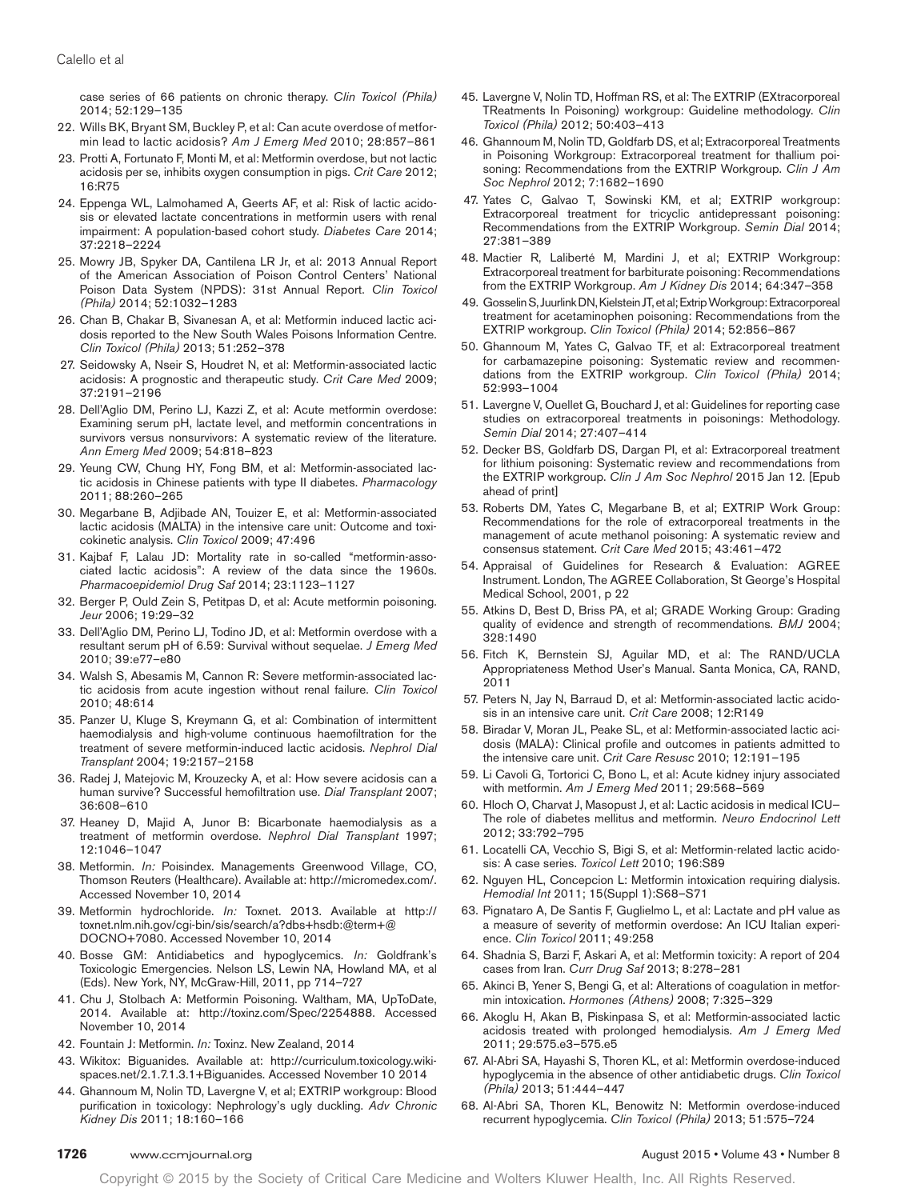case series of 66 patients on chronic therapy. *Clin Toxicol (Phila)* 2014; 52:129–135

22. Wills BK, Bryant SM, Buckley P, et al: Can acute overdose of metformin lead to lactic acidosis? *Am J Emerg Med* 2010; 28:857–861
23. Protti A, Fortunato F, Monti M, et al: Metformin overdose, but not lactic acidosis per se, inhibits oxygen consumption in pigs. *Crit Care* 2012; 16:R75
24. Eppenga WL, Lalmohamed A, Geerts AF, et al: Risk of lactic acidosis or elevated lactate concentrations in metformin users with renal impairment: A population-based cohort study. *Diabetes Care* 2014; 37:2218–2224
25. Mowry JB, Spyker DA, Cantilena LR Jr, et al: 2013 Annual Report of the American Association of Poison Control Centers' National Poison Data System (NPDS): 31st Annual Report. *Clin Toxicol (Phila)* 2014; 52:1032–1283
26. Chan B, Chakar B, Sivanesan A, et al: Metformin induced lactic acidosis reported to the New South Wales Poisons Information Centre. *Clin Toxicol (Phila)* 2013; 51:252–378
27. Seidowsky A, Nseir S, Houdret N, et al: Metformin-associated lactic acidosis: A prognostic and therapeutic study. *Crit Care Med* 2009; 37:2191–2196
28. Dell'Aglio DM, Perino LJ, Kazzi Z, et al: Acute metformin overdose: Examining serum pH, lactate level, and metformin concentrations in survivors versus nonsurvivors: A systematic review of the literature. *Ann Emerg Med* 2009; 54:818–823
29. Yeung CW, Chung HY, Fong BM, et al: Metformin-associated lactic acidosis in Chinese patients with type II diabetes. *Pharmacology* 2011; 88:260–265
30. Megarbane B, Adjibade AN, Touizer E, et al: Metformin-associated lactic acidosis (MALTA) in the intensive care unit: Outcome and toxicokinetic analysis. *Clin Toxicol* 2009; 47:496
31. Kajbaf F, Lalau JD: Mortality rate in so-called "metformin-associated lactic acidosis": A review of the data since the 1960s. *Pharmacoepidemiol Drug Saf* 2014; 23:1123–1127
32. Berger P, Ould Zein S, Petitpas D, et al: Acute metformin poisoning. *Jeur* 2006; 19:29–32
33. Dell'Aglio DM, Perino LJ, Todino JD, et al: Metformin overdose with a resultant serum pH of 6.59: Survival without sequelae. *J Emerg Med* 2010; 39:e77–e80
34. Walsh S, Abesamis M, Cannon R: Severe metformin-associated lactic acidosis from acute ingestion without renal failure. *Clin Toxicol* 2010; 48:614
35. Panzer U, Kluge S, Kreymann G, et al: Combination of intermittent haemodialysis and high-volume continuous haemofiltration for the treatment of severe metformin-induced lactic acidosis. *Nephrol Dial Transplant* 2004; 19:2157–2158
36. Radej J, Matejovic M, Krouzecky A, et al: How severe acidosis can a human survive? Successful hemofiltration use. *Dial Transplant* 2007; 36:608–610
37. Heaney D, Majid A, Junor B: Bicarbonate haemodialysis as a treatment of metformin overdose. *Nephrol Dial Transplant* 1997; 12:1046–1047
38. Metformin. *In:* Poisindex. Managements Greenwood Village, CO, Thomson Reuters (Healthcare). Available at: http://micromedex.com/. Accessed November 10, 2014
39. Metformin hydrochloride. *In:* Toxnet. 2013. Available at http://toxnet.nlm.nih.gov/cgi-bin/sis/search/a?dbs+hsdb:@term+@DOCNO+7080. Accessed November 10, 2014
40. Bosse GM: Antidiabetics and hypoglycemics. *In:* Goldfrank's Toxicologic Emergencies. Nelson LS, Lewin NA, Howland MA, et al (Eds). New York, NY, McGraw-Hill, 2011, pp 714–727
41. Chu J, Stolbach A: Metformin Poisoning. Waltham, MA, UpToDate, 2014. Available at: http://toxinz.com/Spec/2254888. Accessed November 10, 2014
42. Fountain J: Metformin. *In:* Toxinz. New Zealand, 2014
43. Wikitox: Biguanides. Available at: http://curriculum.toxicology.wikispaces.net/2.1.7.1.3.1+Biguanides. Accessed November 10 2014
44. Ghannoum M, Nolin TD, Lavergne V, et al; EXTRIP workgroup: Blood purification in toxicology: Nephrology's ugly duckling. *Adv Chronic Kidney Dis* 2011; 18:160–166
45. Lavergne V, Nolin TD, Hoffman RS, et al: The EXTRIP (EXtracorporeal TReatments In Poisoning) workgroup: Guideline methodology. *Clin Toxicol (Phila)* 2012; 50:403–413
46. Ghannoum M, Nolin TD, Goldfarb DS, et al; Extracorporeal Treatments in Poisoning Workgroup: Extracorporeal treatment for thallium poisoning: Recommendations from the EXTRIP Workgroup. *Clin J Am Soc Nephrol* 2012; 7:1682–1690
47. Yates C, Galvao T, Sowinski KM, et al; EXTRIP workgroup: Extracorporeal treatment for tricyclic antidepressant poisoning: Recommendations from the EXTRIP Workgroup. *Semin Dial* 2014; 27:381–389
48. Mactier R, Laliberté M, Mardini J, et al; EXTRIP Workgroup: Extracorporeal treatment for barbiturate poisoning: Recommendations from the EXTRIP Workgroup. *Am J Kidney Dis* 2014; 64:347–358
49. Gosselin S, Juurlink DN, Kielstein JT, et al; Extrip Workgroup: Extracorporeal treatment for acetaminophen poisoning: Recommendations from the EXTRIP workgroup. *Clin Toxicol (Phila)* 2014; 52:856–867
50. Ghannoum M, Yates C, Galvao TF, et al: Extracorporeal treatment for carbamazepine poisoning: Systematic review and recommendations from the EXTRIP workgroup. *Clin Toxicol (Phila)* 2014; 52:993–1004
51. Lavergne V, Ouellet G, Bouchard J, et al: Guidelines for reporting case studies on extracorporeal treatments in poisonings: Methodology. *Semin Dial* 2014; 27:407–414
52. Decker BS, Goldfarb DS, Dargan PI, et al: Extracorporeal treatment for lithium poisoning: Systematic review and recommendations from the EXTRIP workgroup. *Clin J Am Soc Nephrol* 2015 Jan 12. [Epub ahead of print]
53. Roberts DM, Yates C, Megarbane B, et al; EXTRIP Work Group: Recommendations for the role of extracorporeal treatments in the management of acute methanol poisoning: A systematic review and consensus statement. *Crit Care Med* 2015; 43:461–472
54. Appraisal of Guidelines for Research & Evaluation: AGREE Instrument. London, The AGREE Collaboration, St George's Hospital Medical School, 2001, p 22
55. Atkins D, Best D, Briss PA, et al; GRADE Working Group: Grading quality of evidence and strength of recommendations. *BMJ* 2004; 328:1490
56. Fitch K, Bernstein SJ, Aguilar MD, et al: The RAND/UCLA Appropriateness Method User's Manual. Santa Monica, CA, RAND, 2011
57. Peters N, Jay N, Barraud D, et al: Metformin-associated lactic acidosis in an intensive care unit. *Crit Care* 2008; 12:R149
58. Biradar V, Moran JL, Peake SL, et al: Metformin-associated lactic acidosis (MALA): Clinical profile and outcomes in patients admitted to the intensive care unit. *Crit Care Resusc* 2010; 12:191–195
59. Li Cavoli G, Tortorici C, Bono L, et al: Acute kidney injury associated with metformin. *Am J Emerg Med* 2011; 29:568–569
60. Hloch O, Charvat J, Masopust J, et al: Lactic acidosis in medical ICU–The role of diabetes mellitus and metformin. *Neuro Endocrinol Lett* 2012; 33:792–795
61. Locatelli CA, Vecchio S, Bigi S, et al: Metformin-related lactic acidosis: A case series. *Toxicol Lett* 2010; 196:S89
62. Nguyen HL, Concepcion L: Metformin intoxication requiring dialysis. *Hemodial Int* 2011; 15(Suppl 1):S68–S71
63. Pignataro A, De Santis F, Guglielmo L, et al: Lactate and pH value as a measure of severity of metformin overdose: An ICU Italian experience. *Clin Toxicol* 2011; 49:258
64. Shadnia S, Barzi F, Askari A, et al: Metformin toxicity: A report of 204 cases from Iran. *Curr Drug Saf* 2013; 8:278–281
65. Akinci B, Yener S, Bengi G, et al: Alterations of coagulation in metformin intoxication. *Hormones (Athens)* 2008; 7:325–329
66. Akoglu H, Akan B, Piskinpasa S, et al: Metformin-associated lactic acidosis treated with prolonged hemodialysis. *Am J Emerg Med* 2011; 29:575.e3–575.e5
67. Al-Abri SA, Hayashi S, Thoren KL, et al: Metformin overdose-induced hypoglycemia in the absence of other antidiabetic drugs. *Clin Toxicol (Phila)* 2013; 51:444–447
68. Al-Abri SA, Thoren KL, Benowitz N: Metformin overdose-induced recurrent hypoglycemia. *Clin Toxicol (Phila)* 2013; 51:575–724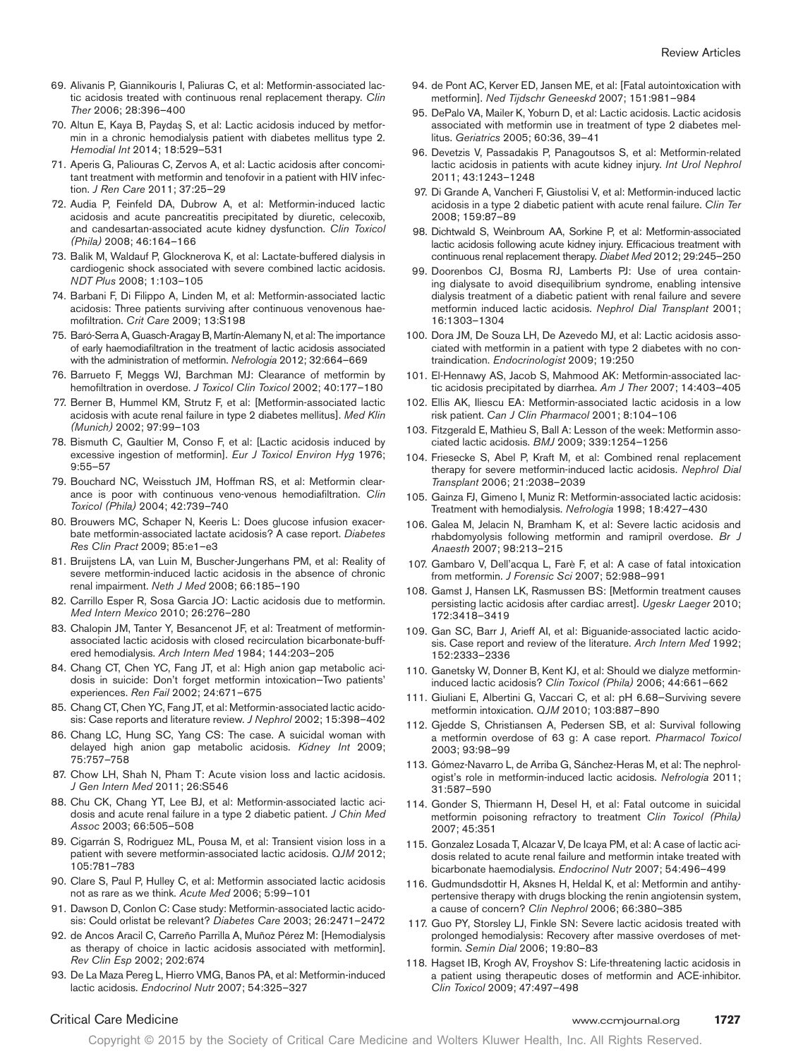69. Alivanis P, Giannikouris I, Paliuras C, et al: Metformin-associated lactic acidosis treated with continuous renal replacement therapy. *Clin Ther* 2006; 28:396–400
70. Altun E, Kaya B, Paydaş S, et al: Lactic acidosis induced by metformin in a chronic hemodialysis patient with diabetes mellitus type 2. *Hemodial Int* 2014; 18:529–531
71. Aperis G, Paliouras C, Zervos A, et al: Lactic acidosis after concomitant treatment with metformin and tenofovir in a patient with HIV infection. *J Ren Care* 2011; 37:25–29
72. Audia P, Feinfeld DA, Dubrow A, et al: Metformin-induced lactic acidosis and acute pancreatitis precipitated by diuretic, celecoxib, and candesartan-associated acute kidney dysfunction. *Clin Toxicol (Phila)* 2008; 46:164–166
73. Balik M, Waldauf P, Glocknerova K, et al: Lactate-buffered dialysis in cardiogenic shock associated with severe combined lactic acidosis. *NDT Plus* 2008; 1:103–105
74. Barbani F, Di Filippo A, Linden M, et al: Metformin-associated lactic acidosis: Three patients surviving after continuous venovenous haemofiltration. *Crit Care* 2009; 13:S198
75. Baró-Serra A, Guasch-Aragay B, Martín-Alemany N, et al: The importance of early haemodiafiltration in the treatment of lactic acidosis associated with the administration of metformin. *Nefrologia* 2012; 32:664–669
76. Barrueto F, Meggs WJ, Barchman MJ: Clearance of metformin by hemofiltration in overdose. *J Toxicol Clin Toxicol* 2002; 40:177–180
77. Berner B, Hummel KM, Strutz F, et al: [Metformin-associated lactic acidosis with acute renal failure in type 2 diabetes mellitus]. *Med Klin (Munich)* 2002; 97:99–103
78. Bismuth C, Gaultier M, Conso F, et al: [Lactic acidosis induced by excessive ingestion of metformin]. *Eur J Toxicol Environ Hyg* 1976; 9:55–57
79. Bouchard NC, Weisstuch JM, Hoffman RS, et al: Metformin clearance is poor with continuous veno-venous hemodiafiltration. *Clin Toxicol (Phila)* 2004; 42:739–740
80. Brouwers MC, Schaper N, Keeris L: Does glucose infusion exacerbate metformin-associated lactate acidosis? A case report. *Diabetes Res Clin Pract* 2009; 85:e1–e3
81. Bruijstens LA, van Luin M, Buscher-Jungerhans PM, et al: Reality of severe metformin-induced lactic acidosis in the absence of chronic renal impairment. *Neth J Med* 2008; 66:185–190
82. Carrillo Esper R, Sosa Garcia JO: Lactic acidosis due to metformin. *Med Intern Mexico* 2010; 26:276–280
83. Chalopin JM, Tanter Y, Besancenot JF, et al: Treatment of metformin-associated lactic acidosis with closed recirculation bicarbonate-buffered hemodialysis. *Arch Intern Med* 1984; 144:203–205
84. Chang CT, Chen YC, Fang JT, et al: High anion gap metabolic acidosis in suicide: Don't forget metformin intoxication—Two patients' experiences. *Ren Fail* 2002; 24:671–675
85. Chang CT, Chen YC, Fang JT, et al: Metformin-associated lactic acidosis: Case reports and literature review. *J Nephrol* 2002; 15:398–402
86. Chang LC, Hung SC, Yang CS: The case. A suicidal woman with delayed high anion gap metabolic acidosis. *Kidney Int* 2009; 75:757–758
87. Chow LH, Shah N, Pham T: Acute vision loss and lactic acidosis. *J Gen Intern Med* 2011; 26:S546
88. Chu CK, Chang YT, Lee BJ, et al: Metformin-associated lactic acidosis and acute renal failure in a type 2 diabetic patient. *J Chin Med Assoc* 2003; 66:505–508
89. Cigarrán S, Rodriguez ML, Pousa M, et al: Transient vision loss in a patient with severe metformin-associated lactic acidosis. *QJM* 2012; 105:781–783
90. Clare S, Paul P, Hulley C, et al: Metformin associated lactic acidosis not as rare as we think. *Acute Med* 2006; 5:99–101
91. Dawson D, Conlon C: Case study: Metformin-associated lactic acidosis: Could orlistat be relevant? *Diabetes Care* 2003; 26:2471–2472
92. de Ancos Aracil C, Carreño Parrilla A, Muñoz Pérez M: [Hemodialysis as therapy of choice in lactic acidosis associated with metformin]. *Rev Clin Esp* 2002; 202:674
93. De La Maza Pereg L, Hierro VMG, Banos PA, et al: Metformin-induced lactic acidosis. *Endocrinol Nutr* 2007; 54:325–327
94. de Pont AC, Kerver ED, Jansen ME, et al: [Fatal autointoxication with metformin]. *Ned Tijdschr Geneeskd* 2007; 151:981–984
95. DePalo VA, Mailer K, Yoburn D, et al: Lactic acidosis. Lactic acidosis associated with metformin use in treatment of type 2 diabetes mellitus. *Geriatrics* 2005; 60:36, 39–41
96. Devetzis V, Passadakis P, Panagoutsos S, et al: Metformin-related lactic acidosis in patients with acute kidney injury. *Int Urol Nephrol* 2011; 43:1243–1248
97. Di Grande A, Vancheri F, Giustolisi V, et al: Metformin-induced lactic acidosis in a type 2 diabetic patient with acute renal failure. *Clin Ter* 2008; 159:87–89
98. Dichtwald S, Weinbroum AA, Sorkine P, et al: Metformin-associated lactic acidosis following acute kidney injury. Efficacious treatment with continuous renal replacement therapy. *Diabet Med* 2012; 29:245–250
99. Doorenbos CJ, Bosma RJ, Lamberts PJ: Use of urea containing dialysate to avoid disequilibrium syndrome, enabling intensive dialysis treatment of a diabetic patient with renal failure and severe metformin induced lactic acidosis. *Nephrol Dial Transplant* 2001; 16:1303–1304
100. Dora JM, De Souza LH, De Azevedo MJ, et al: Lactic acidosis associated with metformin in a patient with type 2 diabetes with no contraindication. *Endocrinologist* 2009; 19:250
101. El-Hennawy AS, Jacob S, Mahmood AK: Metformin-associated lactic acidosis precipitated by diarrhea. *Am J Ther* 2007; 14:403–405
102. Ellis AK, Iliescu EA: Metformin-associated lactic acidosis in a low risk patient. *Can J Clin Pharmacol* 2001; 8:104–106
103. Fitzgerald E, Mathieu S, Ball A: Lesson of the week: Metformin associated lactic acidosis. *BMJ* 2009; 339:1254–1256
104. Friesecke S, Abel P, Kraft M, et al: Combined renal replacement therapy for severe metformin-induced lactic acidosis. *Nephrol Dial Transplant* 2006; 21:2038–2039
105. Gainza FJ, Gimeno I, Muniz R: Metformin-associated lactic acidosis: Treatment with hemodialysis. *Nefrologia* 1998; 18:427–430
106. Galea M, Jelacin N, Bramham K, et al: Severe lactic acidosis and rhabdomyolysis following metformin and ramipril overdose. *Br J Anaesth* 2007; 98:213–215
107. Gambaro V, Dell'acqua L, Farè F, et al: A case of fatal intoxication from metformin. *J Forensic Sci* 2007; 52:988–991
108. Gamst J, Hansen LK, Rasmussen BS: [Metformin treatment causes persisting lactic acidosis after cardiac arrest]. *Ugeskr Laeger* 2010; 172:3418–3419
109. Gan SC, Barr J, Arieff AI, et al: Biguanide-associated lactic acidosis. Case report and review of the literature. *Arch Intern Med* 1992; 152:2333–2336
110. Ganetsky W, Donner B, Kent KJ, et al: Should we dialyze metformin-induced lactic acidosis? *Clin Toxicol (Phila)* 2006; 44:661–662
111. Giuliani E, Albertini G, Vaccari C, et al: pH 6.68—Surviving severe metformin intoxication. *QJM* 2010; 103:887–890
112. Gjedde S, Christiansen A, Pedersen SB, et al: Survival following a metformin overdose of 63 g: A case report. *Pharmacol Toxicol* 2003; 93:98–99
113. Gómez-Navarro L, de Arriba G, Sánchez-Heras M, et al: The nephrologist's role in metformin-induced lactic acidosis. *Nefrologia* 2011; 31:587–590
114. Gonder S, Thiermann H, Desel H, et al: Fatal outcome in suicidal metformin poisoning refractory to treatment *Clin Toxicol (Phila)* 2007; 45:351
115. Gonzalez Losada T, Alcazar V, De Icaya PM, et al: A case of lactic acidosis related to acute renal failure and metformin intake treated with bicarbonate haemodialysis. *Endocrinol Nutr* 2007; 54:496–499
116. Gudmundsdottir H, Aksnes H, Heldal K, et al: Metformin and antihypertensive therapy with drugs blocking the renin angiotensin system, a cause of concern? *Clin Nephrol* 2006; 66:380–385
117. Guo PY, Storsley LJ, Finkle SN: Severe lactic acidosis treated with prolonged hemodialysis: Recovery after massive overdoses of metformin. *Semin Dial* 2006; 19:80–83
118. Hagset IB, Krogh AV, Froyshov S: Life-threatening lactic acidosis in a patient using therapeutic doses of metformin and ACE-inhibitor. *Clin Toxicol* 2009; 47:497–498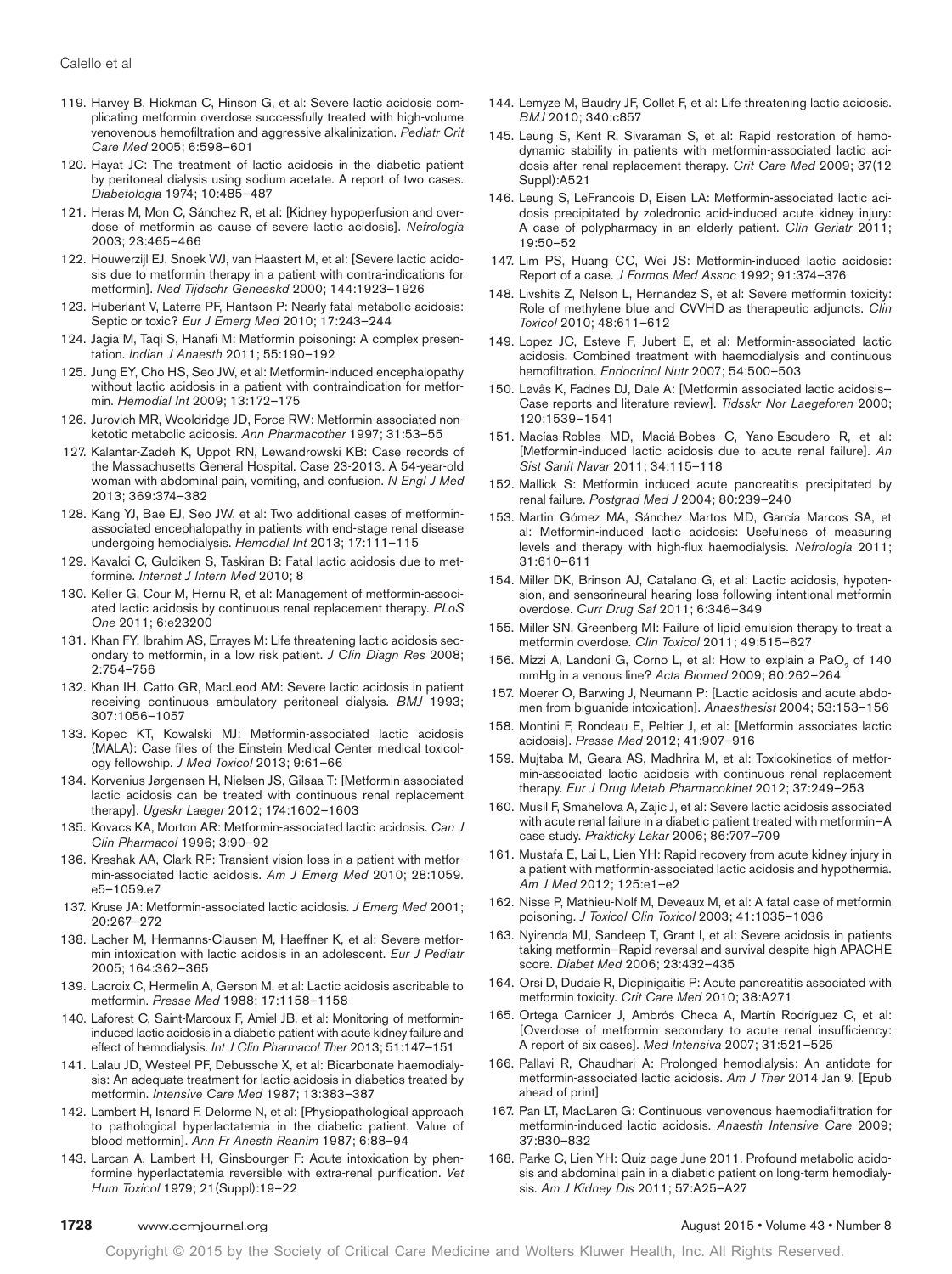119. Harvey B, Hickman C, Hinson G, et al: Severe lactic acidosis complicating metformin overdose successfully treated with high-volume venovenous hemofiltration and aggressive alkalinization. *Pediatr Crit Care Med* 2005; 6:598–601
120. Hayat JC: The treatment of lactic acidosis in the diabetic patient by peritoneal dialysis using sodium acetate. A report of two cases. *Diabetologia* 1974; 10:485–487
121. Heras M, Mon C, Sánchez R, et al: [Kidney hypoperfusion and overdose of metformin as cause of severe lactic acidosis]. *Nefrologia* 2003; 23:465–466
122. Houwerzijl EJ, Snoek WJ, van Haastert M, et al: [Severe lactic acidosis due to metformin therapy in a patient with contra-indications for metformin]. *Ned Tijdschr Geneeskd* 2000; 144:1923–1926
123. Huberlant V, Laterre PF, Hantson P: Nearly fatal metabolic acidosis: Septic or toxic? *Eur J Emerg Med* 2010; 17:243–244
124. Jagia M, Taqi S, Hanafi M: Metformin poisoning: A complex presentation. *Indian J Anaesth* 2011; 55:190–192
125. Jung EY, Cho HS, Seo JW, et al: Metformin-induced encephalopathy without lactic acidosis in a patient with contraindication for metformin. *Hemodial Int* 2009; 13:172–175
126. Jurovich MR, Wooldridge JD, Force RW: Metformin-associated nonketotic metabolic acidosis. *Ann Pharmacother* 1997; 31:53–55
127. Kalantar-Zadeh K, Uppot RN, Lewandrowski KB: Case records of the Massachusetts General Hospital. Case 23-2013. A 54-year-old woman with abdominal pain, vomiting, and confusion. *N Engl J Med* 2013; 369:374–382
128. Kang YJ, Bae EJ, Seo JW, et al: Two additional cases of metformin-associated encephalopathy in patients with end-stage renal disease undergoing hemodialysis. *Hemodial Int* 2013; 17:111–115
129. Kavalci C, Guldiken S, Taskiran B: Fatal lactic acidosis due to metformine. *Internet J Intern Med* 2010; 8
130. Keller G, Cour M, Hernu R, et al: Management of metformin-associated lactic acidosis by continuous renal replacement therapy. *PLoS One* 2011; 6:e23200
131. Khan FY, Ibrahim AS, Errayes M: Life threatening lactic acidosis secondary to metformin, in a low risk patient. *J Clin Diagn Res* 2008; 2:754–756
132. Khan IH, Catto GR, MacLeod AM: Severe lactic acidosis in patient receiving continuous ambulatory peritoneal dialysis. *BMJ* 1993; 307:1056–1057
133. Kopec KT, Kowalski MJ: Metformin-associated lactic acidosis (MALA): Case files of the Einstein Medical Center medical toxicology fellowship. *J Med Toxicol* 2013; 9:61–66
134. Korvenius Jørgensen H, Nielsen JS, Gilsaa T: [Metformin-associated lactic acidosis can be treated with continuous renal replacement therapy]. *Ugeskr Laeger* 2012; 174:1602–1603
135. Kovacs KA, Morton AR: Metformin-associated lactic acidosis. *Can J Clin Pharmacol* 1996; 3:90–92
136. Kreshak AA, Clark RF: Transient vision loss in a patient with metformin-associated lactic acidosis. *Am J Emerg Med* 2010; 28:1059.e5–1059.e7
137. Kruse JA: Metformin-associated lactic acidosis. *J Emerg Med* 2001; 20:267–272
138. Lacher M, Hermanns-Clausen M, Haeffner K, et al: Severe metformin intoxication with lactic acidosis in an adolescent. *Eur J Pediatr* 2005; 164:362–365
139. Lacroix C, Hermelin A, Gerson M, et al: Lactic acidosis ascribable to metformin. *Presse Med* 1988; 17:1158–1158
140. Laforest C, Saint-Marcoux F, Amiel JB, et al: Monitoring of metformin-induced lactic acidosis in a diabetic patient with acute kidney failure and effect of hemodialysis. *Int J Clin Pharmacol Ther* 2013; 51:147–151
141. Lalau JD, Westeel PF, Debussche X, et al: Bicarbonate haemodialysis: An adequate treatment for lactic acidosis in diabetics treated by metformin. *Intensive Care Med* 1987; 13:383–387
142. Lambert H, Isnard F, Delorme N, et al: [Physiopathological approach to pathological hyperlactatemia in the diabetic patient. Value of blood metformin]. *Ann Fr Anesth Reanim* 1987; 6:88–94
143. Larcan A, Lambert H, Ginsbourger F: Acute intoxication by phenformine hyperlactatemia reversible with extra-renal purification. *Vet Hum Toxicol* 1979; 21(Suppl):19–22
144. Lemyze M, Baudry JF, Collet F, et al: Life threatening lactic acidosis. *BMJ* 2010; 340:c857
145. Leung S, Kent R, Sivaraman S, et al: Rapid restoration of hemodynamic stability in patients with metformin-associated lactic acidosis after renal replacement therapy. *Crit Care Med* 2009; 37(12 Suppl):A521
146. Leung S, LeFrancois D, Eisen LA: Metformin-associated lactic acidosis precipitated by zoledronic acid-induced acute kidney injury: A case of polypharmacy in an elderly patient. *Clin Geriatr* 2011; 19:50–52
147. Lim PS, Huang CC, Wei JS: Metformin-induced lactic acidosis: Report of a case. *J Formos Med Assoc* 1992; 91:374–376
148. Livshits Z, Nelson L, Hernandez S, et al: Severe metformin toxicity: Role of methylene blue and CVVHD as therapeutic adjuncts. *Clin Toxicol* 2010; 48:611–612
149. Lopez JC, Esteve F, Jubert E, et al: Metformin-associated lactic acidosis. Combined treatment with haemodialysis and continuous hemofiltration. *Endocrinol Nutr* 2007; 54:500–503
150. Løvås K, Fadnes DJ, Dale A: [Metformin associated lactic acidosis—Case reports and literature review]. *Tidsskr Nor Laegeforen* 2000; 120:1539–1541
151. Macías-Robles MD, Maciá-Bobes C, Yano-Escudero R, et al: [Metformin-induced lactic acidosis due to acute renal failure]. *An Sist Sanit Navar* 2011; 34:115–118
152. Mallick S: Metformin induced acute pancreatitis precipitated by renal failure. *Postgrad Med J* 2004; 80:239–240
153. Martin Gómez MA, Sánchez Martos MD, García Marcos SA, et al: Metformin-induced lactic acidosis: Usefulness of measuring levels and therapy with high-flux haemodialysis. *Nefrologia* 2011; 31:610–611
154. Miller DK, Brinson AJ, Catalano G, et al: Lactic acidosis, hypotension, and sensorineural hearing loss following intentional metformin overdose. *Curr Drug Saf* 2011; 6:346–349
155. Miller SN, Greenberg MI: Failure of lipid emulsion therapy to treat a metformin overdose. *Clin Toxicol* 2011; 49:515–627
156. Mizzi A, Landoni G, Corno L, et al: How to explain a $PaO_2$ of 140 mmHg in a venous line? *Acta Biomed* 2009; 80:262–264
157. Moerer O, Barwing J, Neumann P: [Lactic acidosis and acute abdomen from biguanide intoxication]. *Anaesthesist* 2004; 53:153–156
158. Montini F, Rondeau E, Peltier J, et al: [Metformin associates lactic acidosis]. *Presse Med* 2012; 41:907–916
159. Mujtaba M, Geara AS, Madhrira M, et al: Toxicokinetics of metformin-associated lactic acidosis with continuous renal replacement therapy. *Eur J Drug Metab Pharmacokinet* 2012; 37:249–253
160. Musil F, Smahelova A, Zajic J, et al: Severe lactic acidosis associated with acute renal failure in a diabetic patient treated with metformin—A case study. *Prakticky Lekar* 2006; 86:707–709
161. Mustafa E, Lai L, Lien YH: Rapid recovery from acute kidney injury in a patient with metformin-associated lactic acidosis and hypothermia. *Am J Med* 2012; 125:e1–e2
162. Nisse P, Mathieu-Nolf M, Deveaux M, et al: A fatal case of metformin poisoning. *J Toxicol Clin Toxicol* 2003; 41:1035–1036
163. Nyirenda MJ, Sandeep T, Grant I, et al: Severe acidosis in patients taking metformin—Rapid reversal and survival despite high APACHE score. *Diabet Med* 2006; 23:432–435
164. Orsi D, Dudaie R, Dicpinigaitis P: Acute pancreatitis associated with metformin toxicity. *Crit Care Med* 2010; 38:A271
165. Ortega Carnicer J, Ambrós Checa A, Martín Rodríguez C, et al: [Overdose of metformin secondary to acute renal insufficiency: A report of six cases]. *Med Intensiva* 2007; 31:521–525
166. Pallavi R, Chaudhari A: Prolonged hemodialysis: An antidote for metformin-associated lactic acidosis. *Am J Ther* 2014 Jan 9. [Epub ahead of print]
167. Pan LT, MacLaren G: Continuous venovenous haemodiafiltration for metformin-induced lactic acidosis. *Anaesth Intensive Care* 2009; 37:830–832
168. Parke C, Lien YH: Quiz page June 2011. Profound metabolic acidosis and abdominal pain in a diabetic patient on long-term hemodialysis. *Am J Kidney Dis* 2011; 57:A25–A27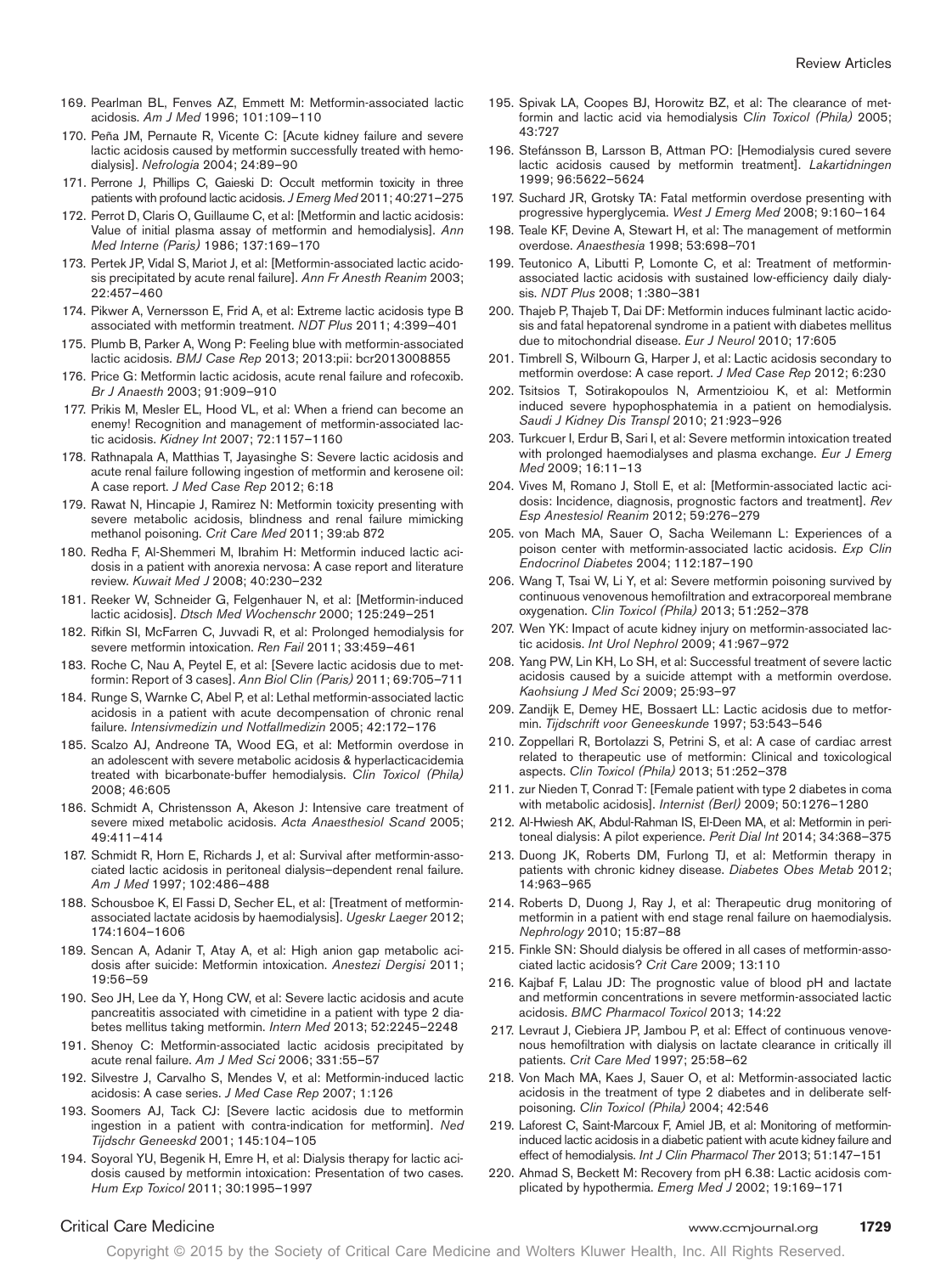169. Pearlman BL, Fenves AZ, Emmett M: Metformin-associated lactic acidosis. *Am J Med* 1996; 101:109–110
170. Peña JM, Pernaute R, Vicente C: [Acute kidney failure and severe lactic acidosis caused by metformin successfully treated with hemodialysis]. *Nefrologia* 2004; 24:89–90
171. Perrone J, Phillips C, Gaieski D: Occult metformin toxicity in three patients with profound lactic acidosis. *J Emerg Med* 2011; 40:271–275
172. Perrot D, Claris O, Guillaume C, et al: [Metformin and lactic acidosis: Value of initial plasma assay of metformin and hemodialysis]. *Ann Med Interne (Paris)* 1986; 137:169–170
173. Pertek JP, Vidal S, Mariot J, et al: [Metformin-associated lactic acidosis precipitated by acute renal failure]. *Ann Fr Anesth Reanim* 2003; 22:457–460
174. Pikwer A, Vernersson E, Frid A, et al: Extreme lactic acidosis type B associated with metformin treatment. *NDT Plus* 2011; 4:399–401
175. Plumb B, Parker A, Wong P: Feeling blue with metformin-associated lactic acidosis. *BMJ Case Rep* 2013; 2013:pii: bcr2013008855
176. Price G: Metformin lactic acidosis, acute renal failure and rofecoxib. *Br J Anaesth* 2003; 91:909–910
177. Prikis M, Mesler EL, Hood VL, et al: When a friend can become an enemy! Recognition and management of metformin-associated lactic acidosis. *Kidney Int* 2007; 72:1157–1160
178. Rathnapala A, Matthias T, Jayasinghe S: Severe lactic acidosis and acute renal failure following ingestion of metformin and kerosene oil: A case report. *J Med Case Rep* 2012; 6:18
179. Rawat N, Hincapie J, Ramirez N: Metformin toxicity presenting with severe metabolic acidosis, blindness and renal failure mimicking methanol poisoning. *Crit Care Med* 2011; 39:ab 872
180. Redha F, Al-Shemmeri M, Ibrahim H: Metformin induced lactic acidosis in a patient with anorexia nervosa: A case report and literature review. *Kuwait Med J* 2008; 40:230–232
181. Reeker W, Schneider G, Felgenhauer N, et al: [Metformin-induced lactic acidosis]. *Dtsch Med Wochenschr* 2000; 125:249–251
182. Rifkin SI, McFarren C, Juvvadi R, et al: Prolonged hemodialysis for severe metformin intoxication. *Ren Fail* 2011; 33:459–461
183. Roche C, Nau A, Peytel E, et al: [Severe lactic acidosis due to metformin: Report of 3 cases]. *Ann Biol Clin (Paris)* 2011; 69:705–711
184. Runge S, Warnke C, Abel P, et al: Lethal metformin-associated lactic acidosis in a patient with acute decompensation of chronic renal failure. *Intensivmedizin und Notfallmedizin* 2005; 42:172–176
185. Scalzo AJ, Andreone TA, Wood EG, et al: Metformin overdose in an adolescent with severe metabolic acidosis & hyperlacticacidemia treated with bicarbonate-buffer hemodialysis. *Clin Toxicol (Phila)* 2008; 46:605
186. Schmidt A, Christensson A, Akeson J: Intensive care treatment of severe mixed metabolic acidosis. *Acta Anaesthesiol Scand* 2005; 49:411–414
187. Schmidt R, Horn E, Richards J, et al: Survival after metformin-associated lactic acidosis in peritoneal dialysis–dependent renal failure. *Am J Med* 1997; 102:486–488
188. Schousboe K, El Fassi D, Secher EL, et al: [Treatment of metformin-associated lactate acidosis by haemodialysis]. *Ugeskr Laeger* 2012; 174:1604–1606
189. Sencan A, Adanir T, Atay A, et al: High anion gap metabolic acidosis after suicide: Metformin intoxication. *Anestezi Dergisi* 2011; 19:56–59
190. Seo JH, Lee da Y, Hong CW, et al: Severe lactic acidosis and acute pancreatitis associated with cimetidine in a patient with type 2 diabetes mellitus taking metformin. *Intern Med* 2013; 52:2245–2248
191. Shenoy C: Metformin-associated lactic acidosis precipitated by acute renal failure. *Am J Med Sci* 2006; 331:55–57
192. Silvestre J, Carvalho S, Mendes V, et al: Metformin-induced lactic acidosis: A case series. *J Med Case Rep* 2007; 1:126
193. Soomers AJ, Tack CJ: [Severe lactic acidosis due to metformin ingestion in a patient with contra-indication for metformin]. *Ned Tijdschr Geneeskd* 2001; 145:104–105
194. Soyoral YU, Begenik H, Emre H, et al: Dialysis therapy for lactic acidosis caused by metformin intoxication: Presentation of two cases. *Hum Exp Toxicol* 2011; 30:1995–1997
195. Spivak LA, Coopes BJ, Horowitz BZ, et al: The clearance of metformin and lactic acid via hemodialysis *Clin Toxicol (Phila)* 2005; 43:727
196. Stefánsson B, Larsson B, Attman PO: [Hemodialysis cured severe lactic acidosis caused by metformin treatment]. *Lakartidningen* 1999; 96:5622–5624
197. Suchard JR, Grotsky TA: Fatal metformin overdose presenting with progressive hyperglycemia. *West J Emerg Med* 2008; 9:160–164
198. Teale KF, Devine A, Stewart H, et al: The management of metformin overdose. *Anaesthesia* 1998; 53:698–701
199. Teutonico A, Libutti P, Lomonte C, et al: Treatment of metformin-associated lactic acidosis with sustained low-efficiency daily dialysis. *NDT Plus* 2008; 1:380–381
200. Thajeb P, Thajeb T, Dai DF: Metformin induces fulminant lactic acidosis and fatal hepatorenal syndrome in a patient with diabetes mellitus due to mitochondrial disease. *Eur J Neurol* 2010; 17:605
201. Timbrell S, Wilbourn G, Harper J, et al: Lactic acidosis secondary to metformin overdose: A case report. *J Med Case Rep* 2012; 6:230
202. Tsitsios T, Sotirakopoulos N, Armentzioiou K, et al: Metformin induced severe hypophosphatemia in a patient on hemodialysis. *Saudi J Kidney Dis Transpl* 2010; 21:923–926
203. Turkcuer I, Erdur B, Sari I, et al: Severe metformin intoxication treated with prolonged haemodialyses and plasma exchange. *Eur J Emerg Med* 2009; 16:11–13
204. Vives M, Romano J, Stoll E, et al: [Metformin-associated lactic acidosis: Incidence, diagnosis, prognostic factors and treatment]. *Rev Esp Anestesiol Reanim* 2012; 59:276–279
205. von Mach MA, Sauer O, Sacha Weilemann L: Experiences of a poison center with metformin-associated lactic acidosis. *Exp Clin Endocrinol Diabetes* 2004; 112:187–190
206. Wang T, Tsai W, Li Y, et al: Severe metformin poisoning survived by continuous venovenous hemofiltration and extracorporeal membrane oxygenation. *Clin Toxicol (Phila)* 2013; 51:252–378
207. Wen YK: Impact of acute kidney injury on metformin-associated lactic acidosis. *Int Urol Nephrol* 2009; 41:967–972
208. Yang PW, Lin KH, Lo SH, et al: Successful treatment of severe lactic acidosis caused by a suicide attempt with a metformin overdose. *Kaohsiung J Med Sci* 2009; 25:93–97
209. Zandijk E, Demey HE, Bossaert LL: Lactic acidosis due to metformin. *Tijdschrift voor Geneeskunde* 1997; 53:543–546
210. Zoppellari R, Bortolazzi S, Petrini S, et al: A case of cardiac arrest related to therapeutic use of metformin: Clinical and toxicological aspects. *Clin Toxicol (Phila)* 2013; 51:252–378
211. zur Nieden T, Conrad T: [Female patient with type 2 diabetes in coma with metabolic acidosis]. *Internist (Berl)* 2009; 50:1276–1280
212. Al-Hwiesh AK, Abdul-Rahman IS, El-Deen MA, et al: Metformin in peritoneal dialysis: A pilot experience. *Perit Dial Int* 2014; 34:368–375
213. Duong JK, Roberts DM, Furlong TJ, et al: Metformin therapy in patients with chronic kidney disease. *Diabetes Obes Metab* 2012; 14:963–965
214. Roberts D, Duong J, Ray J, et al: Therapeutic drug monitoring of metformin in a patient with end stage renal failure on haemodialysis. *Nephrology* 2010; 15:87–88
215. Finkle SN: Should dialysis be offered in all cases of metformin-associated lactic acidosis? *Crit Care* 2009; 13:110
216. Kajbaf F, Lalau JD: The prognostic value of blood pH and lactate and metformin concentrations in severe metformin-associated lactic acidosis. *BMC Pharmacol Toxicol* 2013; 14:22
217. Levraut J, Ciebiera JP, Jambou P, et al: Effect of continuous venovenous hemofiltration with dialysis on lactate clearance in critically ill patients. *Crit Care Med* 1997; 25:58–62
218. Von Mach MA, Kaes J, Sauer O, et al: Metformin-associated lactic acidosis in the treatment of type 2 diabetes and in deliberate self-poisoning. *Clin Toxicol (Phila)* 2004; 42:546
219. Laforest C, Saint-Marcoux F, Amiel JB, et al: Monitoring of metformin-induced lactic acidosis in a diabetic patient with acute kidney failure and effect of hemodialysis. *Int J Clin Pharmacol Ther* 2013; 51:147–151
220. Ahmad S, Beckett M: Recovery from pH 6.38: Lactic acidosis complicated by hypothermia. *Emerg Med J* 2002; 19:169–171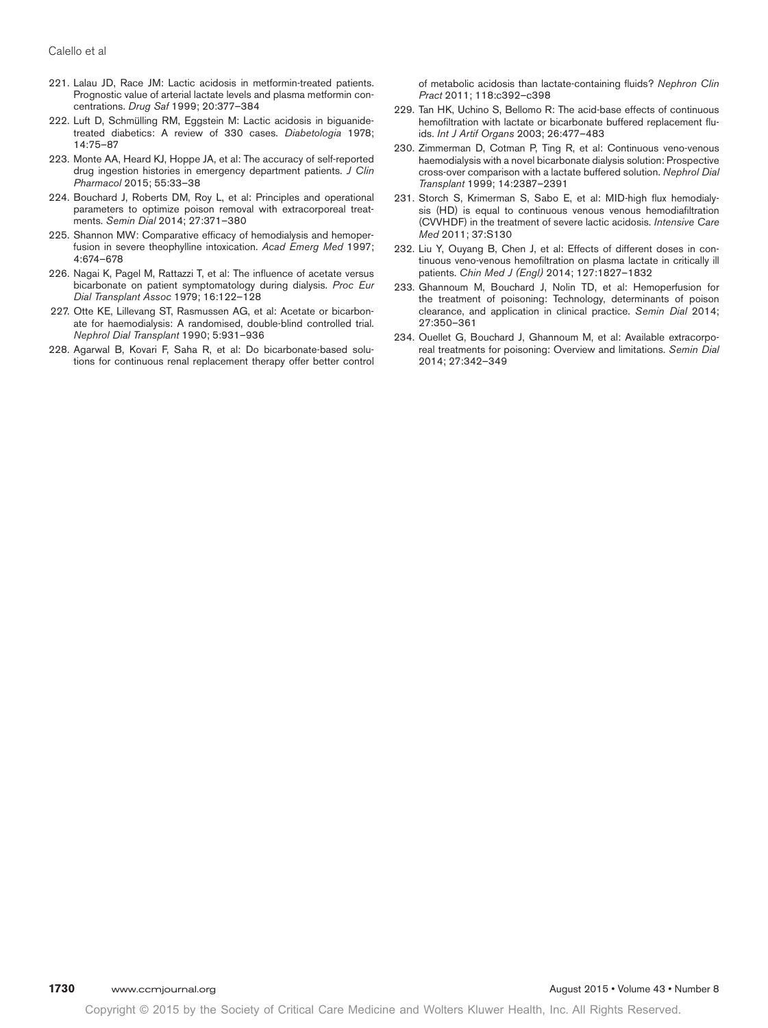221. Lalau JD, Race JM: Lactic acidosis in metformin-treated patients. Prognostic value of arterial lactate levels and plasma metformin concentrations. *Drug Saf* 1999; 20:377–384
222. Luft D, Schmülling RM, Eggstein M: Lactic acidosis in biguanide-treated diabetics: A review of 330 cases. *Diabetologia* 1978; 14:75–87
223. Monte AA, Heard KJ, Hoppe JA, et al: The accuracy of self-reported drug ingestion histories in emergency department patients. *J Clin Pharmacol* 2015; 55:33–38
224. Bouchard J, Roberts DM, Roy L, et al: Principles and operational parameters to optimize poison removal with extracorporeal treatments. *Semin Dial* 2014; 27:371–380
225. Shannon MW: Comparative efficacy of hemodialysis and hemoperfusion in severe theophylline intoxication. *Acad Emerg Med* 1997; 4:674–678
226. Nagai K, Pagel M, Rattazzi T, et al: The influence of acetate versus bicarbonate on patient symptomatology during dialysis. *Proc Eur Dial Transplant Assoc* 1979; 16:122–128
227. Otte KE, Lillevang ST, Rasmussen AG, et al: Acetate or bicarbonate for haemodialysis: A randomised, double-blind controlled trial. *Nephrol Dial Transplant* 1990; 5:931–936
228. Agarwal B, Kovari F, Saha R, et al: Do bicarbonate-based solutions for continuous renal replacement therapy offer better control of metabolic acidosis than lactate-containing fluids? *Nephron Clin Pract* 2011; 118:c392–c398
229. Tan HK, Uchino S, Bellomo R: The acid-base effects of continuous hemofiltration with lactate or bicarbonate buffered replacement fluids. *Int J Artif Organs* 2003; 26:477–483
230. Zimmerman D, Cotman P, Ting R, et al: Continuous veno-venous haemodialysis with a novel bicarbonate dialysis solution: Prospective cross-over comparison with a lactate buffered solution. *Nephrol Dial Transplant* 1999; 14:2387–2391
231. Storch S, Krimerman S, Sabo E, et al: MID-high flux hemodialysis (HD) is equal to continuous venous venous hemodiafiltration (CVVHDF) in the treatment of severe lactic acidosis. *Intensive Care Med* 2011; 37:S130
232. Liu Y, Ouyang B, Chen J, et al: Effects of different doses in continuous veno-venous hemofiltration on plasma lactate in critically ill patients. *Chin Med J (Engl)* 2014; 127:1827–1832
233. Ghannoum M, Bouchard J, Nolin TD, et al: Hemoperfusion for the treatment of poisoning: Technology, determinants of poison clearance, and application in clinical practice. *Semin Dial* 2014; 27:350–361
234. Ouellet G, Bouchard J, Ghannoum M, et al: Available extracorporeal treatments for poisoning: Overview and limitations. *Semin Dial* 2014; 27:342–349